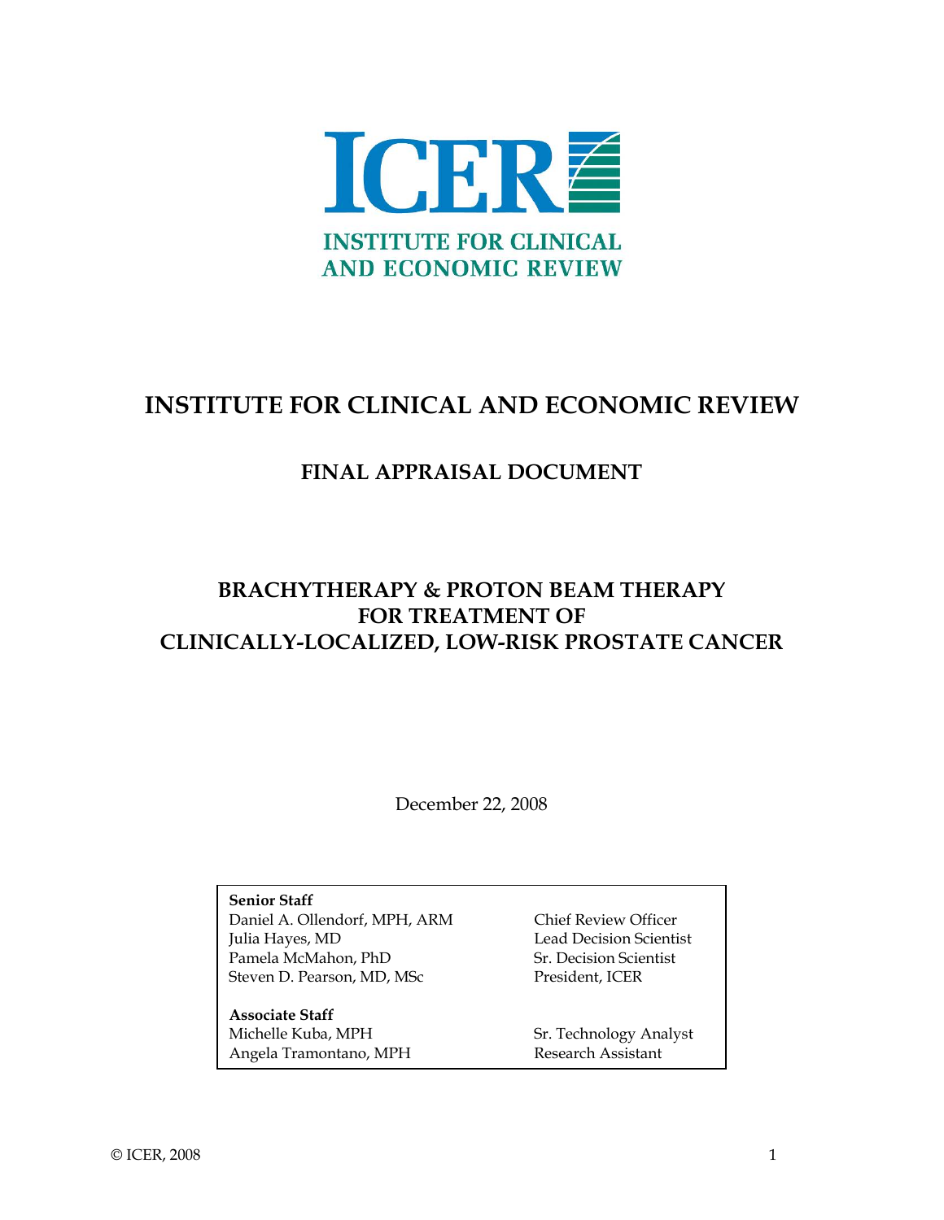ICER

INSTITUTE FOR CLINICAL AND ECONOMIC REVIEW

# INSTITUTE FOR CLINICAL AND ECONOMIC REVIEW

## FINAL APPRAISAL DOCUMENT

## BRACHYTHERAPY & PROTON BEAM THERAPY FOR TREATMENT OF CLINICALLY-LOCALIZED, LOW-RISK PROSTATE CANCER

December 22, 2008

| | |
|---|---|
| **Senior Staff** | |
| Daniel A. Ollendorf, MPH, ARM | Chief Review Officer |
| Julia Hayes, MD | Lead Decision Scientist |
| Pamela McMahon, PhD | Sr. Decision Scientist |
| Steven D. Pearson, MD, MSc | President, ICER |
| **Associate Staff** | |
| Michelle Kuba, MPH | Sr. Technology Analyst |
| Angela Tramontano, MPH | Research Assistant |

© ICER, 2008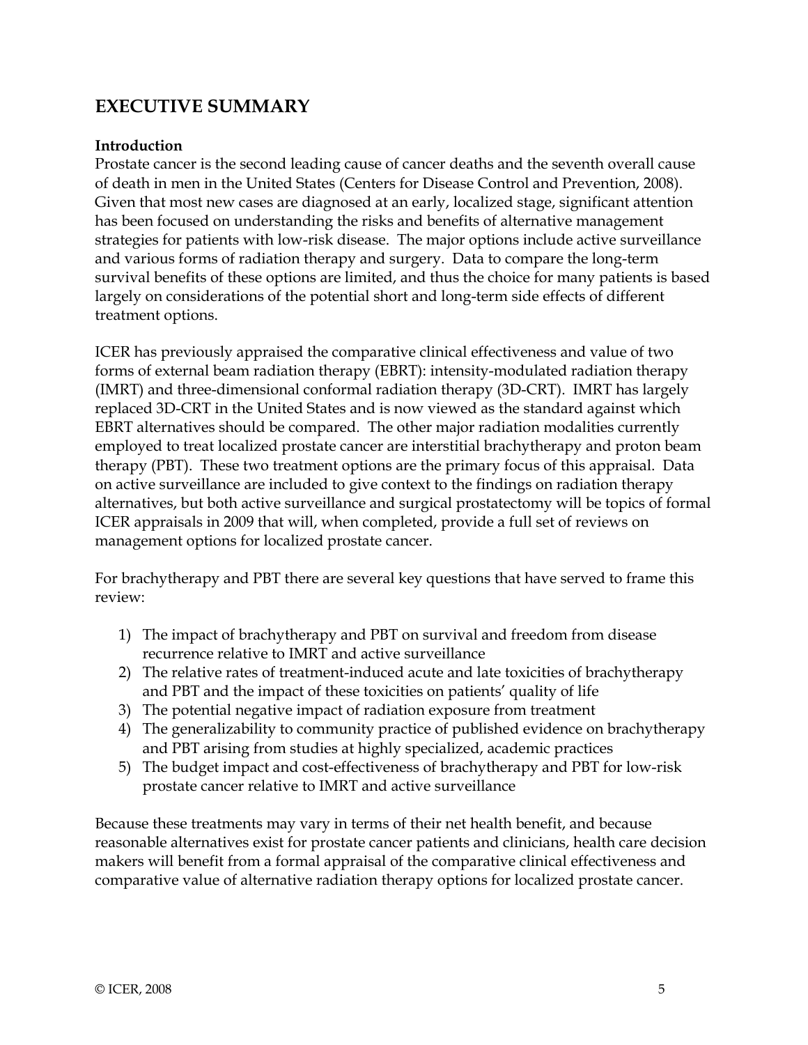## EXECUTIVE SUMMARY

**Introduction**

Prostate cancer is the second leading cause of cancer deaths and the seventh overall cause of death in men in the United States (Centers for Disease Control and Prevention, 2008). Given that most new cases are diagnosed at an early, localized stage, significant attention has been focused on understanding the risks and benefits of alternative management strategies for patients with low-risk disease. The major options include active surveillance and various forms of radiation therapy and surgery. Data to compare the long-term survival benefits of these options are limited, and thus the choice for many patients is based largely on considerations of the potential short and long-term side effects of different treatment options.

ICER has previously appraised the comparative clinical effectiveness and value of two forms of external beam radiation therapy (EBRT): intensity-modulated radiation therapy (IMRT) and three-dimensional conformal radiation therapy (3D-CRT). IMRT has largely replaced 3D-CRT in the United States and is now viewed as the standard against which EBRT alternatives should be compared. The other major radiation modalities currently employed to treat localized prostate cancer are interstitial brachytherapy and proton beam therapy (PBT). These two treatment options are the primary focus of this appraisal. Data on active surveillance are included to give context to the findings on radiation therapy alternatives, but both active surveillance and surgical prostatectomy will be topics of formal ICER appraisals in 2009 that will, when completed, provide a full set of reviews on management options for localized prostate cancer.

For brachytherapy and PBT there are several key questions that have served to frame this review:

1) The impact of brachytherapy and PBT on survival and freedom from disease recurrence relative to IMRT and active surveillance
2) The relative rates of treatment-induced acute and late toxicities of brachytherapy and PBT and the impact of these toxicities on patients' quality of life
3) The potential negative impact of radiation exposure from treatment
4) The generalizability to community practice of published evidence on brachytherapy and PBT arising from studies at highly specialized, academic practices
5) The budget impact and cost-effectiveness of brachytherapy and PBT for low-risk prostate cancer relative to IMRT and active surveillance

Because these treatments may vary in terms of their net health benefit, and because reasonable alternatives exist for prostate cancer patients and clinicians, health care decision makers will benefit from a formal appraisal of the comparative clinical effectiveness and comparative value of alternative radiation therapy options for localized prostate cancer.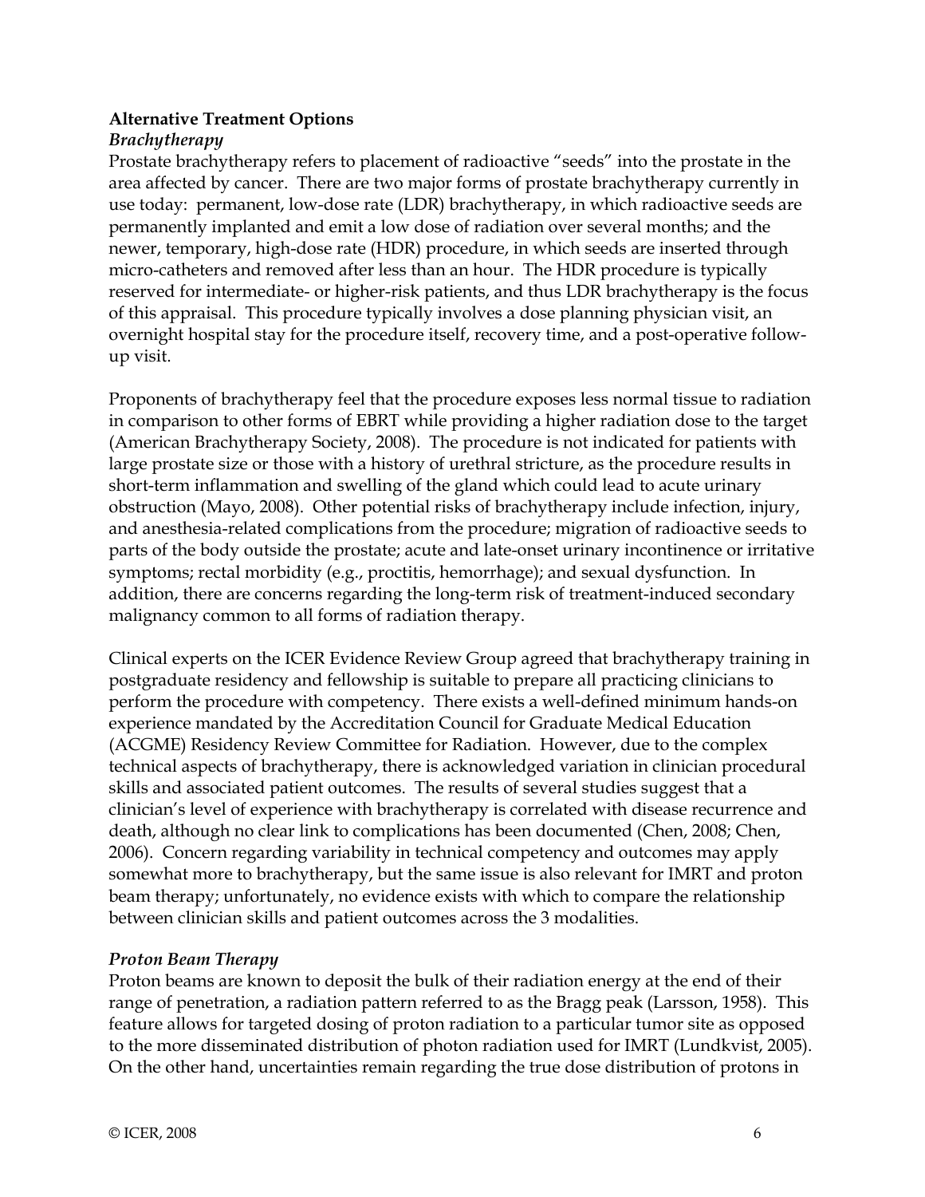**Alternative Treatment Options**

***Brachytherapy***

Prostate brachytherapy refers to placement of radioactive "seeds" into the prostate in the area affected by cancer. There are two major forms of prostate brachytherapy currently in use today: permanent, low-dose rate (LDR) brachytherapy, in which radioactive seeds are permanently implanted and emit a low dose of radiation over several months; and the newer, temporary, high-dose rate (HDR) procedure, in which seeds are inserted through micro-catheters and removed after less than an hour. The HDR procedure is typically reserved for intermediate- or higher-risk patients, and thus LDR brachytherapy is the focus of this appraisal. This procedure typically involves a dose planning physician visit, an overnight hospital stay for the procedure itself, recovery time, and a post-operative follow-up visit.

Proponents of brachytherapy feel that the procedure exposes less normal tissue to radiation in comparison to other forms of EBRT while providing a higher radiation dose to the target (American Brachytherapy Society, 2008). The procedure is not indicated for patients with large prostate size or those with a history of urethral stricture, as the procedure results in short-term inflammation and swelling of the gland which could lead to acute urinary obstruction (Mayo, 2008). Other potential risks of brachytherapy include infection, injury, and anesthesia-related complications from the procedure; migration of radioactive seeds to parts of the body outside the prostate; acute and late-onset urinary incontinence or irritative symptoms; rectal morbidity (e.g., proctitis, hemorrhage); and sexual dysfunction. In addition, there are concerns regarding the long-term risk of treatment-induced secondary malignancy common to all forms of radiation therapy.

Clinical experts on the ICER Evidence Review Group agreed that brachytherapy training in postgraduate residency and fellowship is suitable to prepare all practicing clinicians to perform the procedure with competency. There exists a well-defined minimum hands-on experience mandated by the Accreditation Council for Graduate Medical Education (ACGME) Residency Review Committee for Radiation. However, due to the complex technical aspects of brachytherapy, there is acknowledged variation in clinician procedural skills and associated patient outcomes. The results of several studies suggest that a clinician's level of experience with brachytherapy is correlated with disease recurrence and death, although no clear link to complications has been documented (Chen, 2008; Chen, 2006). Concern regarding variability in technical competency and outcomes may apply somewhat more to brachytherapy, but the same issue is also relevant for IMRT and proton beam therapy; unfortunately, no evidence exists with which to compare the relationship between clinician skills and patient outcomes across the 3 modalities.

***Proton Beam Therapy***

Proton beams are known to deposit the bulk of their radiation energy at the end of their range of penetration, a radiation pattern referred to as the Bragg peak (Larsson, 1958). This feature allows for targeted dosing of proton radiation to a particular tumor site as opposed to the more disseminated distribution of photon radiation used for IMRT (Lundkvist, 2005). On the other hand, uncertainties remain regarding the true dose distribution of protons in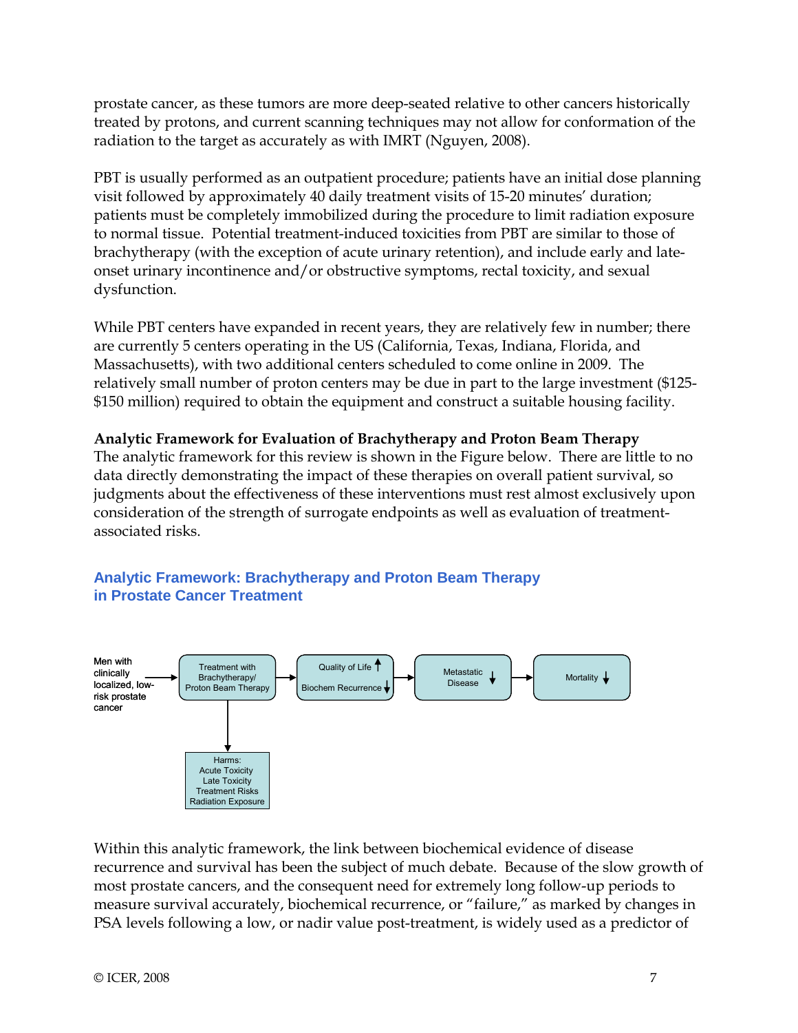prostate cancer, as these tumors are more deep-seated relative to other cancers historically treated by protons, and current scanning techniques may not allow for conformation of the radiation to the target as accurately as with IMRT (Nguyen, 2008).

PBT is usually performed as an outpatient procedure; patients have an initial dose planning visit followed by approximately 40 daily treatment visits of 15-20 minutes' duration; patients must be completely immobilized during the procedure to limit radiation exposure to normal tissue. Potential treatment-induced toxicities from PBT are similar to those of brachytherapy (with the exception of acute urinary retention), and include early and late-onset urinary incontinence and/or obstructive symptoms, rectal toxicity, and sexual dysfunction.

While PBT centers have expanded in recent years, they are relatively few in number; there are currently 5 centers operating in the US (California, Texas, Indiana, Florida, and Massachusetts), with two additional centers scheduled to come online in 2009. The relatively small number of proton centers may be due in part to the large investment ($125-$150 million) required to obtain the equipment and construct a suitable housing facility.

**Analytic Framework for Evaluation of Brachytherapy and Proton Beam Therapy**

The analytic framework for this review is shown in the Figure below. There are little to no data directly demonstrating the impact of these therapies on overall patient survival, so judgments about the effectiveness of these interventions must rest almost exclusively upon consideration of the strength of surrogate endpoints as well as evaluation of treatment-associated risks.

### Analytic Framework: Brachytherapy and Proton Beam Therapy in Prostate Cancer Treatment

Men with clinically localized, low-risk prostate cancer → Treatment with Brachytherapy/ Proton Beam Therapy → Quality of Life ↑ / Biochem Recurrence ↓ → Metastatic Disease ↓ → Mortality ↓

Treatment with Brachytherapy/ Proton Beam Therapy → Harms: Acute Toxicity, Late Toxicity, Treatment Risks, Radiation Exposure

Within this analytic framework, the link between biochemical evidence of disease recurrence and survival has been the subject of much debate. Because of the slow growth of most prostate cancers, and the consequent need for extremely long follow-up periods to measure survival accurately, biochemical recurrence, or "failure," as marked by changes in PSA levels following a low, or nadir value post-treatment, is widely used as a predictor of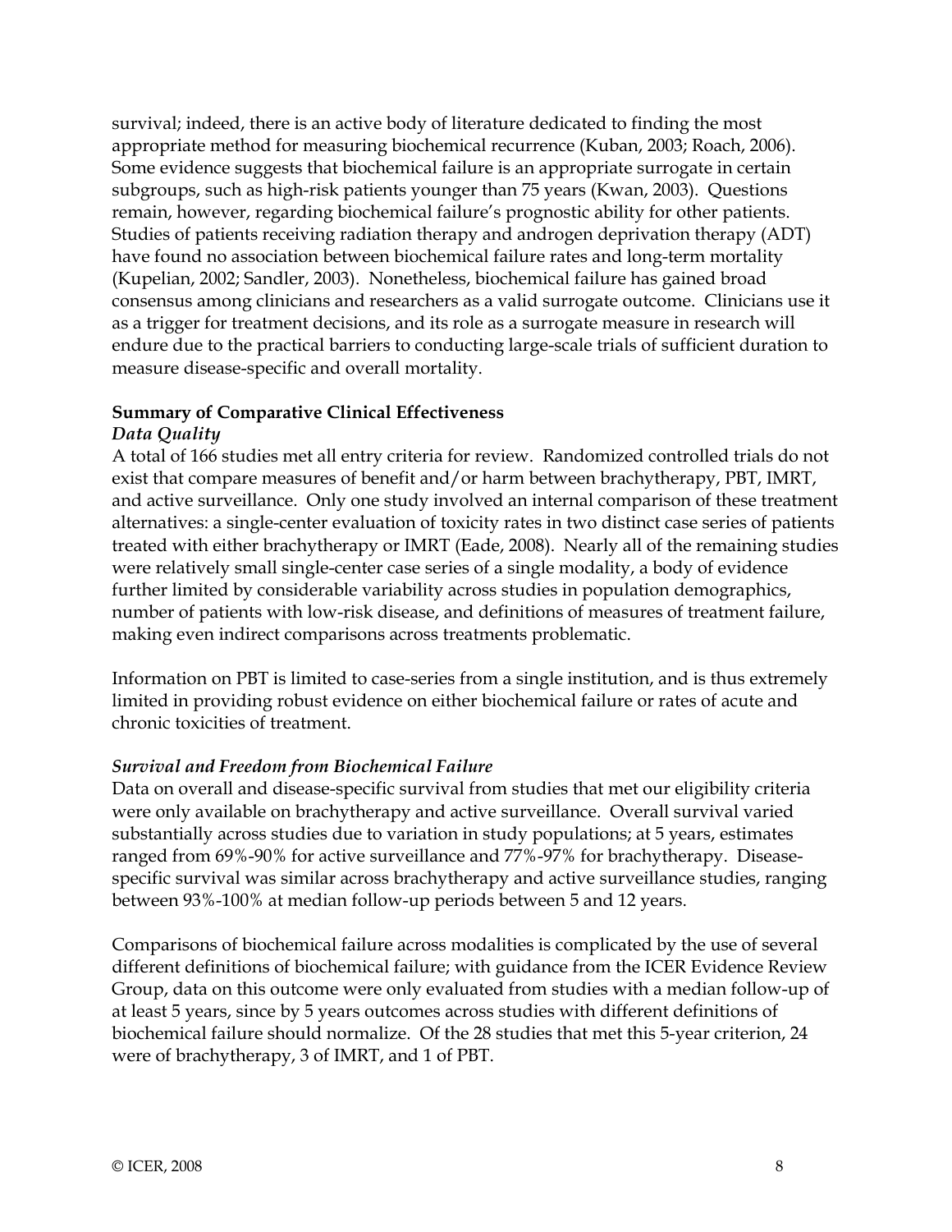survival; indeed, there is an active body of literature dedicated to finding the most appropriate method for measuring biochemical recurrence (Kuban, 2003; Roach, 2006). Some evidence suggests that biochemical failure is an appropriate surrogate in certain subgroups, such as high-risk patients younger than 75 years (Kwan, 2003). Questions remain, however, regarding biochemical failure's prognostic ability for other patients. Studies of patients receiving radiation therapy and androgen deprivation therapy (ADT) have found no association between biochemical failure rates and long-term mortality (Kupelian, 2002; Sandler, 2003). Nonetheless, biochemical failure has gained broad consensus among clinicians and researchers as a valid surrogate outcome. Clinicians use it as a trigger for treatment decisions, and its role as a surrogate measure in research will endure due to the practical barriers to conducting large-scale trials of sufficient duration to measure disease-specific and overall mortality.

**Summary of Comparative Clinical Effectiveness**

***Data Quality***

A total of 166 studies met all entry criteria for review. Randomized controlled trials do not exist that compare measures of benefit and/or harm between brachytherapy, PBT, IMRT, and active surveillance. Only one study involved an internal comparison of these treatment alternatives: a single-center evaluation of toxicity rates in two distinct case series of patients treated with either brachytherapy or IMRT (Eade, 2008). Nearly all of the remaining studies were relatively small single-center case series of a single modality, a body of evidence further limited by considerable variability across studies in population demographics, number of patients with low-risk disease, and definitions of measures of treatment failure, making even indirect comparisons across treatments problematic.

Information on PBT is limited to case-series from a single institution, and is thus extremely limited in providing robust evidence on either biochemical failure or rates of acute and chronic toxicities of treatment.

***Survival and Freedom from Biochemical Failure***

Data on overall and disease-specific survival from studies that met our eligibility criteria were only available on brachytherapy and active surveillance. Overall survival varied substantially across studies due to variation in study populations; at 5 years, estimates ranged from 69%-90% for active surveillance and 77%-97% for brachytherapy. Disease-specific survival was similar across brachytherapy and active surveillance studies, ranging between 93%-100% at median follow-up periods between 5 and 12 years.

Comparisons of biochemical failure across modalities is complicated by the use of several different definitions of biochemical failure; with guidance from the ICER Evidence Review Group, data on this outcome were only evaluated from studies with a median follow-up of at least 5 years, since by 5 years outcomes across studies with different definitions of biochemical failure should normalize. Of the 28 studies that met this 5-year criterion, 24 were of brachytherapy, 3 of IMRT, and 1 of PBT.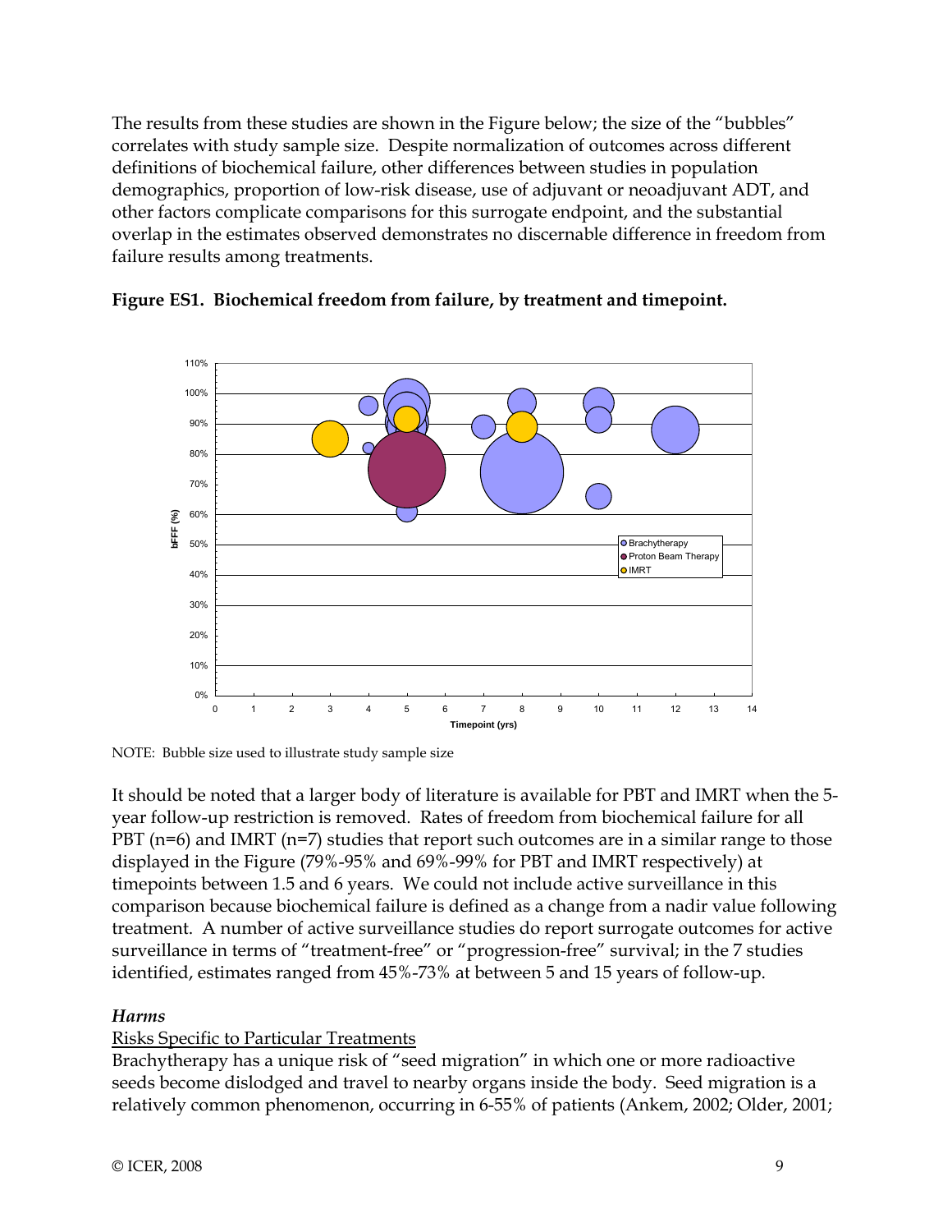The results from these studies are shown in the Figure below; the size of the "bubbles" correlates with study sample size. Despite normalization of outcomes across different definitions of biochemical failure, other differences between studies in population demographics, proportion of low-risk disease, use of adjuvant or neoadjuvant ADT, and other factors complicate comparisons for this surrogate endpoint, and the substantial overlap in the estimates observed demonstrates no discernable difference in freedom from failure results among treatments.

**Figure ES1. Biochemical freedom from failure, by treatment and timepoint.**

NOTE: Bubble size used to illustrate study sample size

It should be noted that a larger body of literature is available for PBT and IMRT when the 5-year follow-up restriction is removed. Rates of freedom from biochemical failure for all PBT (n=6) and IMRT (n=7) studies that report such outcomes are in a similar range to those displayed in the Figure (79%-95% and 69%-99% for PBT and IMRT respectively) at timepoints between 1.5 and 6 years. We could not include active surveillance in this comparison because biochemical failure is defined as a change from a nadir value following treatment. A number of active surveillance studies do report surrogate outcomes for active surveillance in terms of "treatment-free" or "progression-free" survival; in the 7 studies identified, estimates ranged from 45%-73% at between 5 and 15 years of follow-up.

### *Harms*

<u>Risks Specific to Particular Treatments</u>

Brachytherapy has a unique risk of "seed migration" in which one or more radioactive seeds become dislodged and travel to nearby organs inside the body. Seed migration is a relatively common phenomenon, occurring in 6-55% of patients (Ankem, 2002; Older, 2001;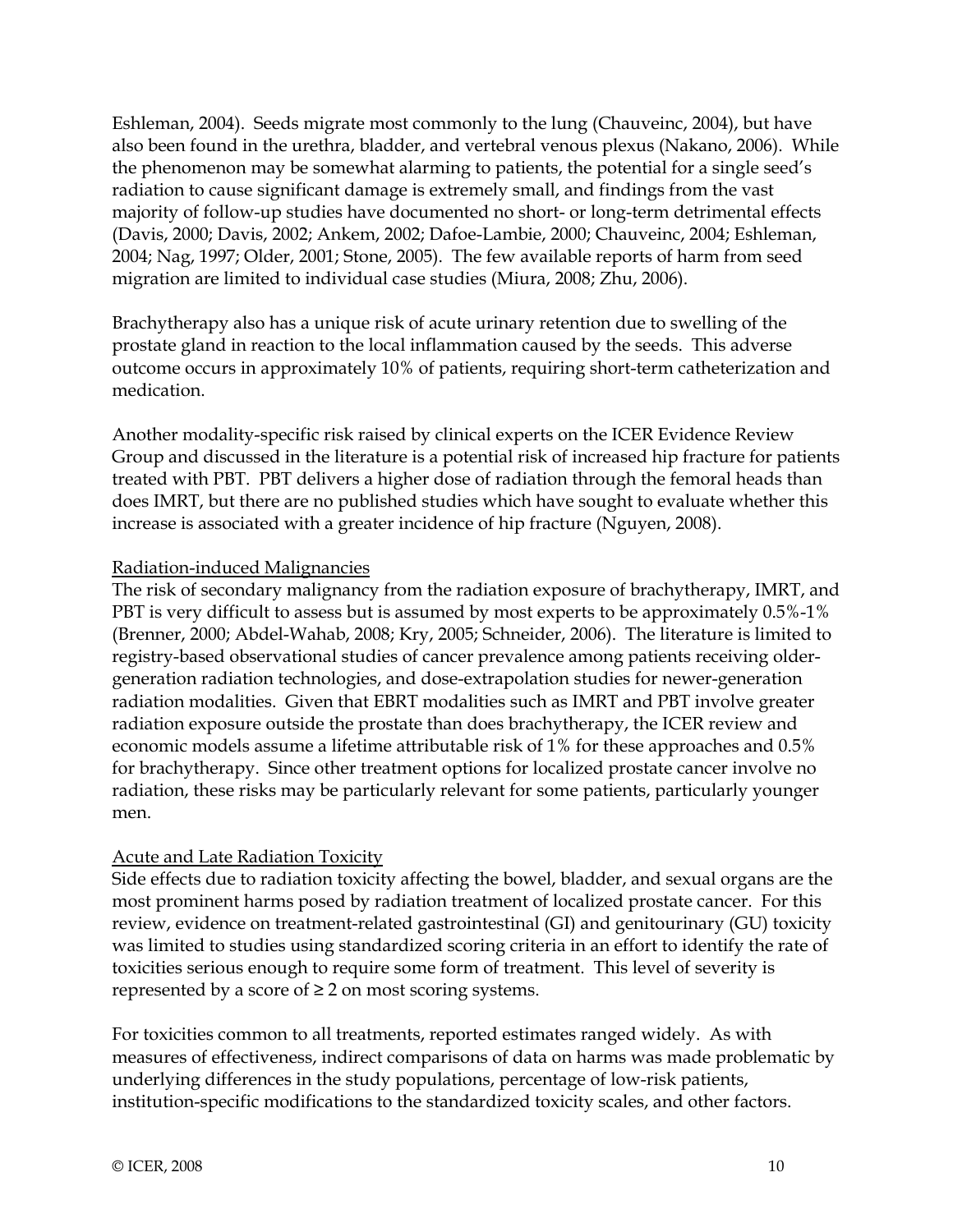Eshleman, 2004). Seeds migrate most commonly to the lung (Chauveinc, 2004), but have also been found in the urethra, bladder, and vertebral venous plexus (Nakano, 2006). While the phenomenon may be somewhat alarming to patients, the potential for a single seed's radiation to cause significant damage is extremely small, and findings from the vast majority of follow-up studies have documented no short- or long-term detrimental effects (Davis, 2000; Davis, 2002; Ankem, 2002; Dafoe-Lambie, 2000; Chauveinc, 2004; Eshleman, 2004; Nag, 1997; Older, 2001; Stone, 2005). The few available reports of harm from seed migration are limited to individual case studies (Miura, 2008; Zhu, 2006).

Brachytherapy also has a unique risk of acute urinary retention due to swelling of the prostate gland in reaction to the local inflammation caused by the seeds. This adverse outcome occurs in approximately 10% of patients, requiring short-term catheterization and medication.

Another modality-specific risk raised by clinical experts on the ICER Evidence Review Group and discussed in the literature is a potential risk of increased hip fracture for patients treated with PBT. PBT delivers a higher dose of radiation through the femoral heads than does IMRT, but there are no published studies which have sought to evaluate whether this increase is associated with a greater incidence of hip fracture (Nguyen, 2008).

Radiation-induced Malignancies

The risk of secondary malignancy from the radiation exposure of brachytherapy, IMRT, and PBT is very difficult to assess but is assumed by most experts to be approximately 0.5%-1% (Brenner, 2000; Abdel-Wahab, 2008; Kry, 2005; Schneider, 2006). The literature is limited to registry-based observational studies of cancer prevalence among patients receiving older-generation radiation technologies, and dose-extrapolation studies for newer-generation radiation modalities. Given that EBRT modalities such as IMRT and PBT involve greater radiation exposure outside the prostate than does brachytherapy, the ICER review and economic models assume a lifetime attributable risk of 1% for these approaches and 0.5% for brachytherapy. Since other treatment options for localized prostate cancer involve no radiation, these risks may be particularly relevant for some patients, particularly younger men.

Acute and Late Radiation Toxicity

Side effects due to radiation toxicity affecting the bowel, bladder, and sexual organs are the most prominent harms posed by radiation treatment of localized prostate cancer. For this review, evidence on treatment-related gastrointestinal (GI) and genitourinary (GU) toxicity was limited to studies using standardized scoring criteria in an effort to identify the rate of toxicities serious enough to require some form of treatment. This level of severity is represented by a score of $\geq 2$ on most scoring systems.

For toxicities common to all treatments, reported estimates ranged widely. As with measures of effectiveness, indirect comparisons of data on harms was made problematic by underlying differences in the study populations, percentage of low-risk patients, institution-specific modifications to the standardized toxicity scales, and other factors.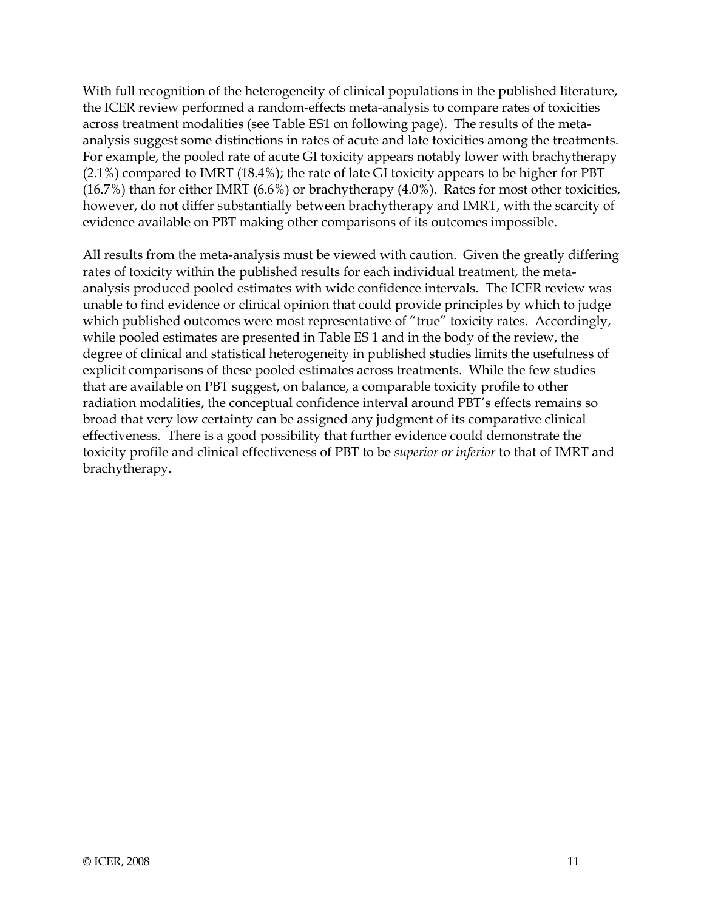With full recognition of the heterogeneity of clinical populations in the published literature, the ICER review performed a random-effects meta-analysis to compare rates of toxicities across treatment modalities (see Table ES1 on following page). The results of the meta-analysis suggest some distinctions in rates of acute and late toxicities among the treatments. For example, the pooled rate of acute GI toxicity appears notably lower with brachytherapy (2.1%) compared to IMRT (18.4%); the rate of late GI toxicity appears to be higher for PBT (16.7%) than for either IMRT (6.6%) or brachytherapy (4.0%). Rates for most other toxicities, however, do not differ substantially between brachytherapy and IMRT, with the scarcity of evidence available on PBT making other comparisons of its outcomes impossible.

All results from the meta-analysis must be viewed with caution. Given the greatly differing rates of toxicity within the published results for each individual treatment, the meta-analysis produced pooled estimates with wide confidence intervals. The ICER review was unable to find evidence or clinical opinion that could provide principles by which to judge which published outcomes were most representative of "true" toxicity rates. Accordingly, while pooled estimates are presented in Table ES 1 and in the body of the review, the degree of clinical and statistical heterogeneity in published studies limits the usefulness of explicit comparisons of these pooled estimates across treatments. While the few studies that are available on PBT suggest, on balance, a comparable toxicity profile to other radiation modalities, the conceptual confidence interval around PBT's effects remains so broad that very low certainty can be assigned any judgment of its comparative clinical effectiveness. There is a good possibility that further evidence could demonstrate the toxicity profile and clinical effectiveness of PBT to be *superior or inferior* to that of IMRT and brachytherapy.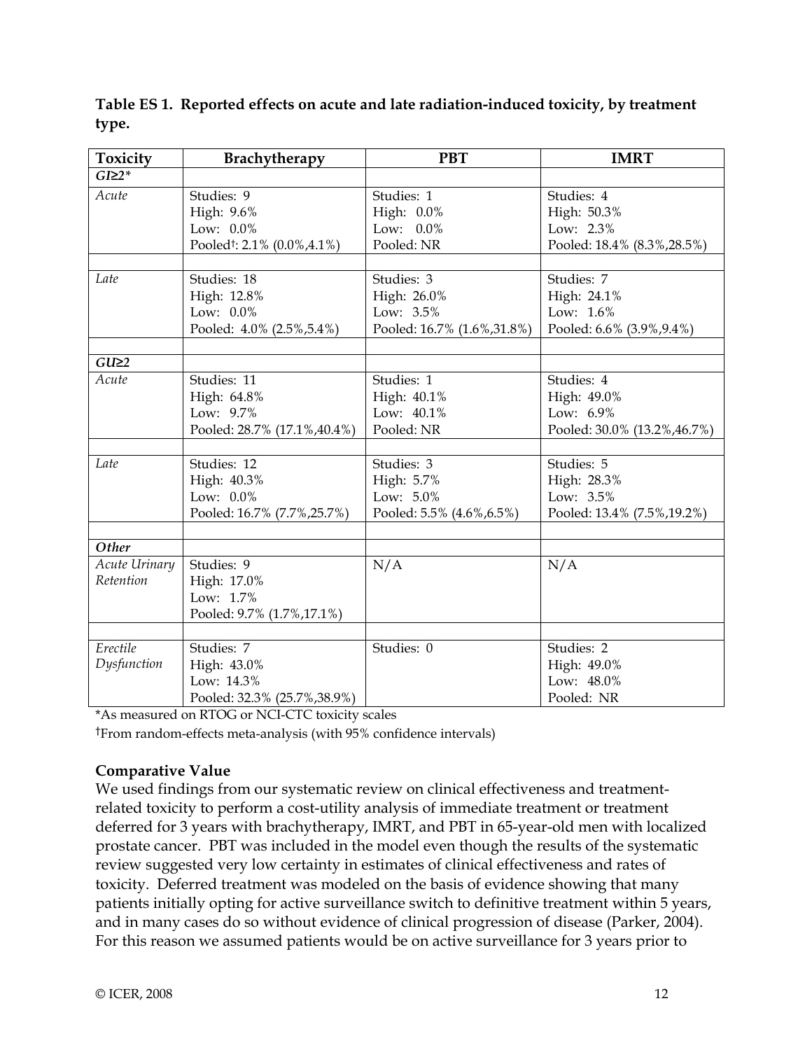**Table ES 1. Reported effects on acute and late radiation-induced toxicity, by treatment type.**

| Toxicity | Brachytherapy | PBT | IMRT |
|---|---|---|---|
| ***GI≥2**** | | | |
| *Acute* | Studies: 9<br>High: 9.6%<br>Low: 0.0%<br>Pooled†: 2.1% (0.0%,4.1%) | Studies: 1<br>High: 0.0%<br>Low: 0.0%<br>Pooled: NR | Studies: 4<br>High: 50.3%<br>Low: 2.3%<br>Pooled: 18.4% (8.3%,28.5%) |
| *Late* | Studies: 18<br>High: 12.8%<br>Low: 0.0%<br>Pooled: 4.0% (2.5%,5.4%) | Studies: 3<br>High: 26.0%<br>Low: 3.5%<br>Pooled: 16.7% (1.6%,31.8%) | Studies: 7<br>High: 24.1%<br>Low: 1.6%<br>Pooled: 6.6% (3.9%,9.4%) |
| ***GU≥2*** | | | |
| *Acute* | Studies: 11<br>High: 64.8%<br>Low: 9.7%<br>Pooled: 28.7% (17.1%,40.4%) | Studies: 1<br>High: 40.1%<br>Low: 40.1%<br>Pooled: NR | Studies: 4<br>High: 49.0%<br>Low: 6.9%<br>Pooled: 30.0% (13.2%,46.7%) |
| *Late* | Studies: 12<br>High: 40.3%<br>Low: 0.0%<br>Pooled: 16.7% (7.7%,25.7%) | Studies: 3<br>High: 5.7%<br>Low: 5.0%<br>Pooled: 5.5% (4.6%,6.5%) | Studies: 5<br>High: 28.3%<br>Low: 3.5%<br>Pooled: 13.4% (7.5%,19.2%) |
| ***Other*** | | | |
| *Acute Urinary Retention* | Studies: 9<br>High: 17.0%<br>Low: 1.7%<br>Pooled: 9.7% (1.7%,17.1%) | N/A | N/A |
| *Erectile Dysfunction* | Studies: 7<br>High: 43.0%<br>Low: 14.3%<br>Pooled: 32.3% (25.7%,38.9%) | Studies: 0 | Studies: 2<br>High: 49.0%<br>Low: 48.0%<br>Pooled: NR |

*As measured on RTOG or NCI-CTC toxicity scales

†From random-effects meta-analysis (with 95% confidence intervals)

**Comparative Value**

We used findings from our systematic review on clinical effectiveness and treatment-related toxicity to perform a cost-utility analysis of immediate treatment or treatment deferred for 3 years with brachytherapy, IMRT, and PBT in 65-year-old men with localized prostate cancer. PBT was included in the model even though the results of the systematic review suggested very low certainty in estimates of clinical effectiveness and rates of toxicity. Deferred treatment was modeled on the basis of evidence showing that many patients initially opting for active surveillance switch to definitive treatment within 5 years, and in many cases do so without evidence of clinical progression of disease (Parker, 2004). For this reason we assumed patients would be on active surveillance for 3 years prior to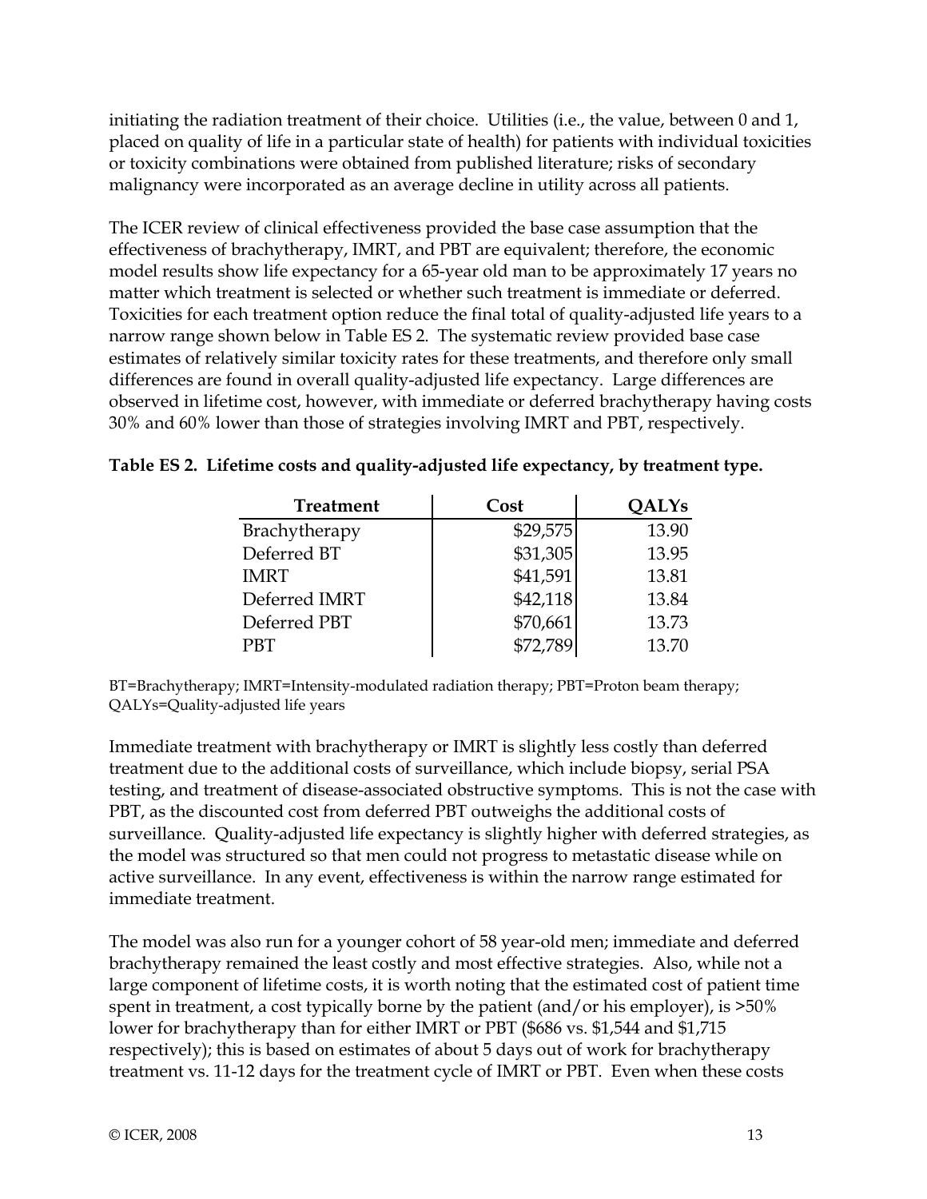initiating the radiation treatment of their choice. Utilities (i.e., the value, between 0 and 1, placed on quality of life in a particular state of health) for patients with individual toxicities or toxicity combinations were obtained from published literature; risks of secondary malignancy were incorporated as an average decline in utility across all patients.

The ICER review of clinical effectiveness provided the base case assumption that the effectiveness of brachytherapy, IMRT, and PBT are equivalent; therefore, the economic model results show life expectancy for a 65-year old man to be approximately 17 years no matter which treatment is selected or whether such treatment is immediate or deferred. Toxicities for each treatment option reduce the final total of quality-adjusted life years to a narrow range shown below in Table ES 2. The systematic review provided base case estimates of relatively similar toxicity rates for these treatments, and therefore only small differences are found in overall quality-adjusted life expectancy. Large differences are observed in lifetime cost, however, with immediate or deferred brachytherapy having costs 30% and 60% lower than those of strategies involving IMRT and PBT, respectively.

**Table ES 2. Lifetime costs and quality-adjusted life expectancy, by treatment type.**

| Treatment | Cost | QALYs |
|---|---:|---:|
| Brachytherapy | $29,575 | 13.90 |
| Deferred BT | $31,305 | 13.95 |
| IMRT | $41,591 | 13.81 |
| Deferred IMRT | $42,118 | 13.84 |
| Deferred PBT | $70,661 | 13.73 |
| PBT | $72,789 | 13.70 |

BT=Brachytherapy; IMRT=Intensity-modulated radiation therapy; PBT=Proton beam therapy; QALYs=Quality-adjusted life years

Immediate treatment with brachytherapy or IMRT is slightly less costly than deferred treatment due to the additional costs of surveillance, which include biopsy, serial PSA testing, and treatment of disease-associated obstructive symptoms. This is not the case with PBT, as the discounted cost from deferred PBT outweighs the additional costs of surveillance. Quality-adjusted life expectancy is slightly higher with deferred strategies, as the model was structured so that men could not progress to metastatic disease while on active surveillance. In any event, effectiveness is within the narrow range estimated for immediate treatment.

The model was also run for a younger cohort of 58 year-old men; immediate and deferred brachytherapy remained the least costly and most effective strategies. Also, while not a large component of lifetime costs, it is worth noting that the estimated cost of patient time spent in treatment, a cost typically borne by the patient (and/or his employer), is >50% lower for brachytherapy than for either IMRT or PBT ($686 vs. $1,544 and $1,715 respectively); this is based on estimates of about 5 days out of work for brachytherapy treatment vs. 11-12 days for the treatment cycle of IMRT or PBT. Even when these costs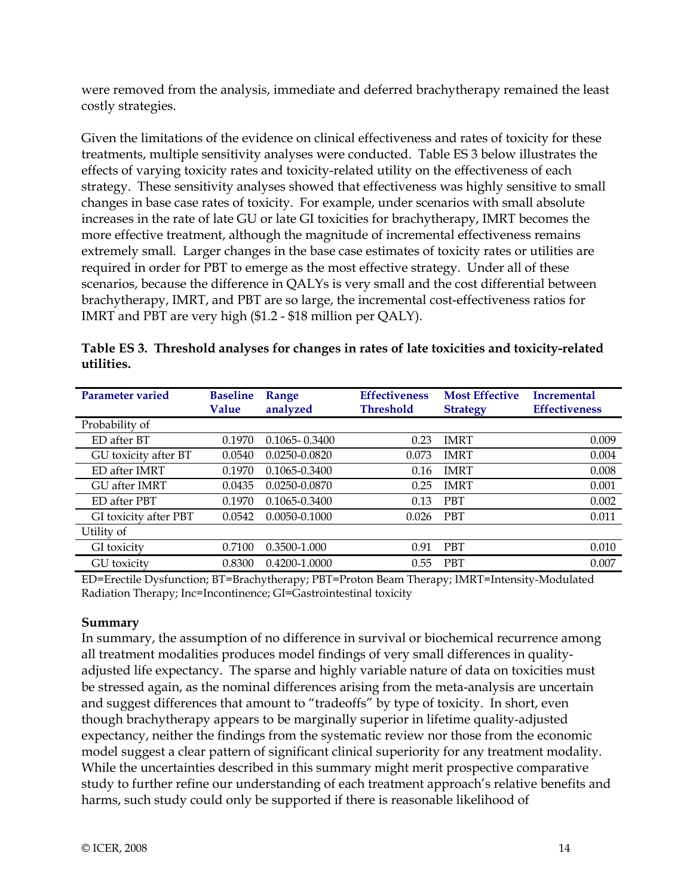were removed from the analysis, immediate and deferred brachytherapy remained the least costly strategies.

Given the limitations of the evidence on clinical effectiveness and rates of toxicity for these treatments, multiple sensitivity analyses were conducted. Table ES 3 below illustrates the effects of varying toxicity rates and toxicity-related utility on the effectiveness of each strategy. These sensitivity analyses showed that effectiveness was highly sensitive to small changes in base case rates of toxicity. For example, under scenarios with small absolute increases in the rate of late GU or late GI toxicities for brachytherapy, IMRT becomes the more effective treatment, although the magnitude of incremental effectiveness remains extremely small. Larger changes in the base case estimates of toxicity rates or utilities are required in order for PBT to emerge as the most effective strategy. Under all of these scenarios, because the difference in QALYs is very small and the cost differential between brachytherapy, IMRT, and PBT are so large, the incremental cost-effectiveness ratios for IMRT and PBT are very high ($1.2 - $18 million per QALY).

**Table ES 3. Threshold analyses for changes in rates of late toxicities and toxicity-related utilities.**

| Parameter varied | Baseline Value | Range analyzed | Effectiveness Threshold | Most Effective Strategy | Incremental Effectiveness |
|---|---|---|---|---|---|
| Probability of | | | | | |
| ED after BT | 0.1970 | 0.1065- 0.3400 | 0.23 | IMRT | 0.009 |
| GU toxicity after BT | 0.0540 | 0.0250-0.0820 | 0.073 | IMRT | 0.004 |
| ED after IMRT | 0.1970 | 0.1065-0.3400 | 0.16 | IMRT | 0.008 |
| GU after IMRT | 0.0435 | 0.0250-0.0870 | 0.25 | IMRT | 0.001 |
| ED after PBT | 0.1970 | 0.1065-0.3400 | 0.13 | PBT | 0.002 |
| GI toxicity after PBT | 0.0542 | 0.0050-0.1000 | 0.026 | PBT | 0.011 |
| Utility of | | | | | |
| GI toxicity | 0.7100 | 0.3500-1.000 | 0.91 | PBT | 0.010 |
| GU toxicity | 0.8300 | 0.4200-1.0000 | 0.55 | PBT | 0.007 |

ED=Erectile Dysfunction; BT=Brachytherapy; PBT=Proton Beam Therapy; IMRT=Intensity-Modulated Radiation Therapy; Inc=Incontinence; GI=Gastrointestinal toxicity

**Summary**

In summary, the assumption of no difference in survival or biochemical recurrence among all treatment modalities produces model findings of very small differences in quality-adjusted life expectancy. The sparse and highly variable nature of data on toxicities must be stressed again, as the nominal differences arising from the meta-analysis are uncertain and suggest differences that amount to "tradeoffs" by type of toxicity. In short, even though brachytherapy appears to be marginally superior in lifetime quality-adjusted expectancy, neither the findings from the systematic review nor those from the economic model suggest a clear pattern of significant clinical superiority for any treatment modality. While the uncertainties described in this summary might merit prospective comparative study to further refine our understanding of each treatment approach's relative benefits and harms, such study could only be supported if there is reasonable likelihood of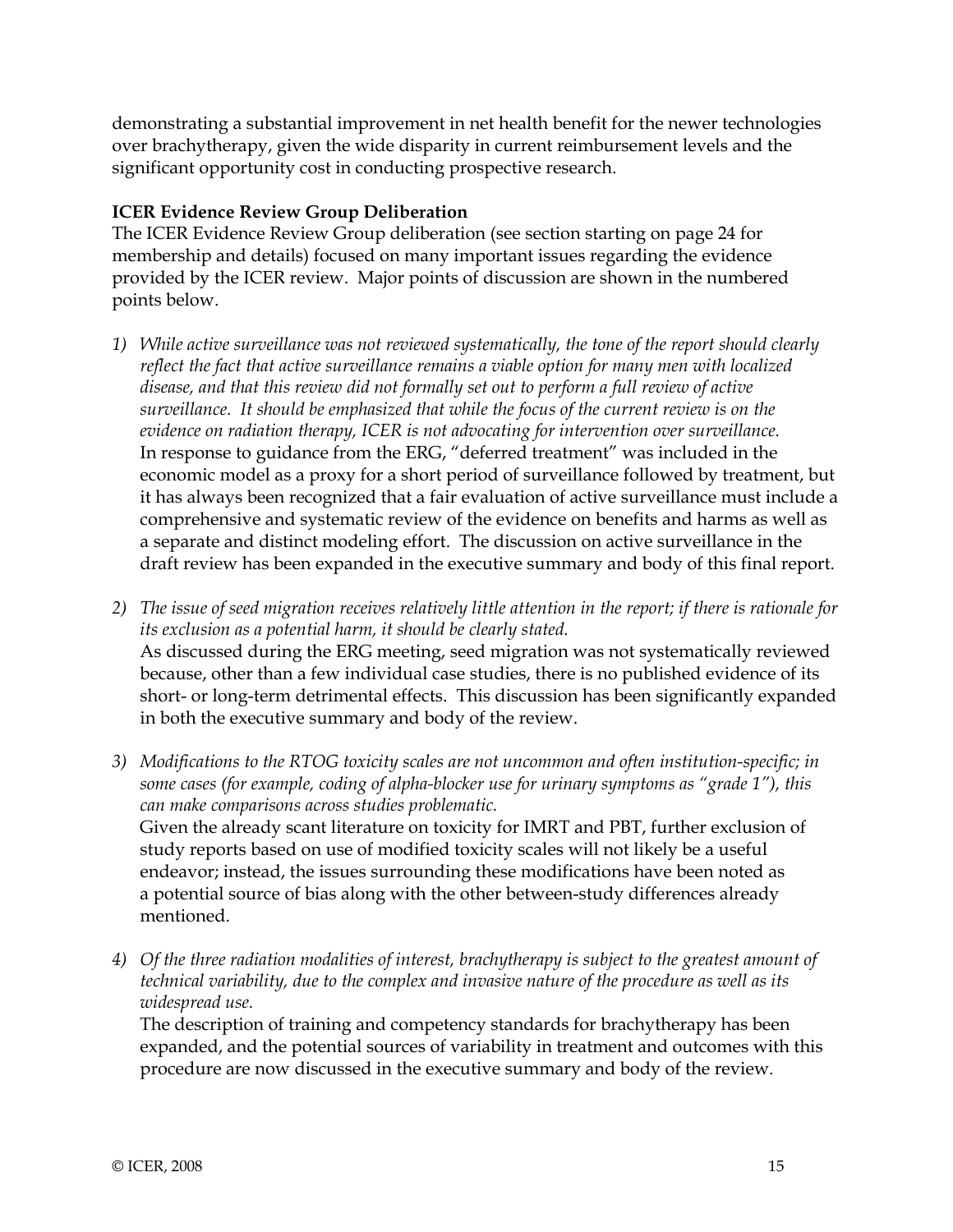demonstrating a substantial improvement in net health benefit for the newer technologies over brachytherapy, given the wide disparity in current reimbursement levels and the significant opportunity cost in conducting prospective research.

**ICER Evidence Review Group Deliberation**

The ICER Evidence Review Group deliberation (see section starting on page 24 for membership and details) focused on many important issues regarding the evidence provided by the ICER review. Major points of discussion are shown in the numbered points below.

1) *While active surveillance was not reviewed systematically, the tone of the report should clearly reflect the fact that active surveillance remains a viable option for many men with localized disease, and that this review did not formally set out to perform a full review of active surveillance. It should be emphasized that while the focus of the current review is on the evidence on radiation therapy, ICER is not advocating for intervention over surveillance.*
   In response to guidance from the ERG, "deferred treatment" was included in the economic model as a proxy for a short period of surveillance followed by treatment, but it has always been recognized that a fair evaluation of active surveillance must include a comprehensive and systematic review of the evidence on benefits and harms as well as a separate and distinct modeling effort. The discussion on active surveillance in the draft review has been expanded in the executive summary and body of this final report.

2) *The issue of seed migration receives relatively little attention in the report; if there is rationale for its exclusion as a potential harm, it should be clearly stated.*
   As discussed during the ERG meeting, seed migration was not systematically reviewed because, other than a few individual case studies, there is no published evidence of its short- or long-term detrimental effects. This discussion has been significantly expanded in both the executive summary and body of the review.

3) *Modifications to the RTOG toxicity scales are not uncommon and often institution-specific; in some cases (for example, coding of alpha-blocker use for urinary symptoms as "grade 1"), this can make comparisons across studies problematic.*
   Given the already scant literature on toxicity for IMRT and PBT, further exclusion of study reports based on use of modified toxicity scales will not likely be a useful endeavor; instead, the issues surrounding these modifications have been noted as a potential source of bias along with the other between-study differences already mentioned.

4) *Of the three radiation modalities of interest, brachytherapy is subject to the greatest amount of technical variability, due to the complex and invasive nature of the procedure as well as its widespread use.*
   The description of training and competency standards for brachytherapy has been expanded, and the potential sources of variability in treatment and outcomes with this procedure are now discussed in the executive summary and body of the review.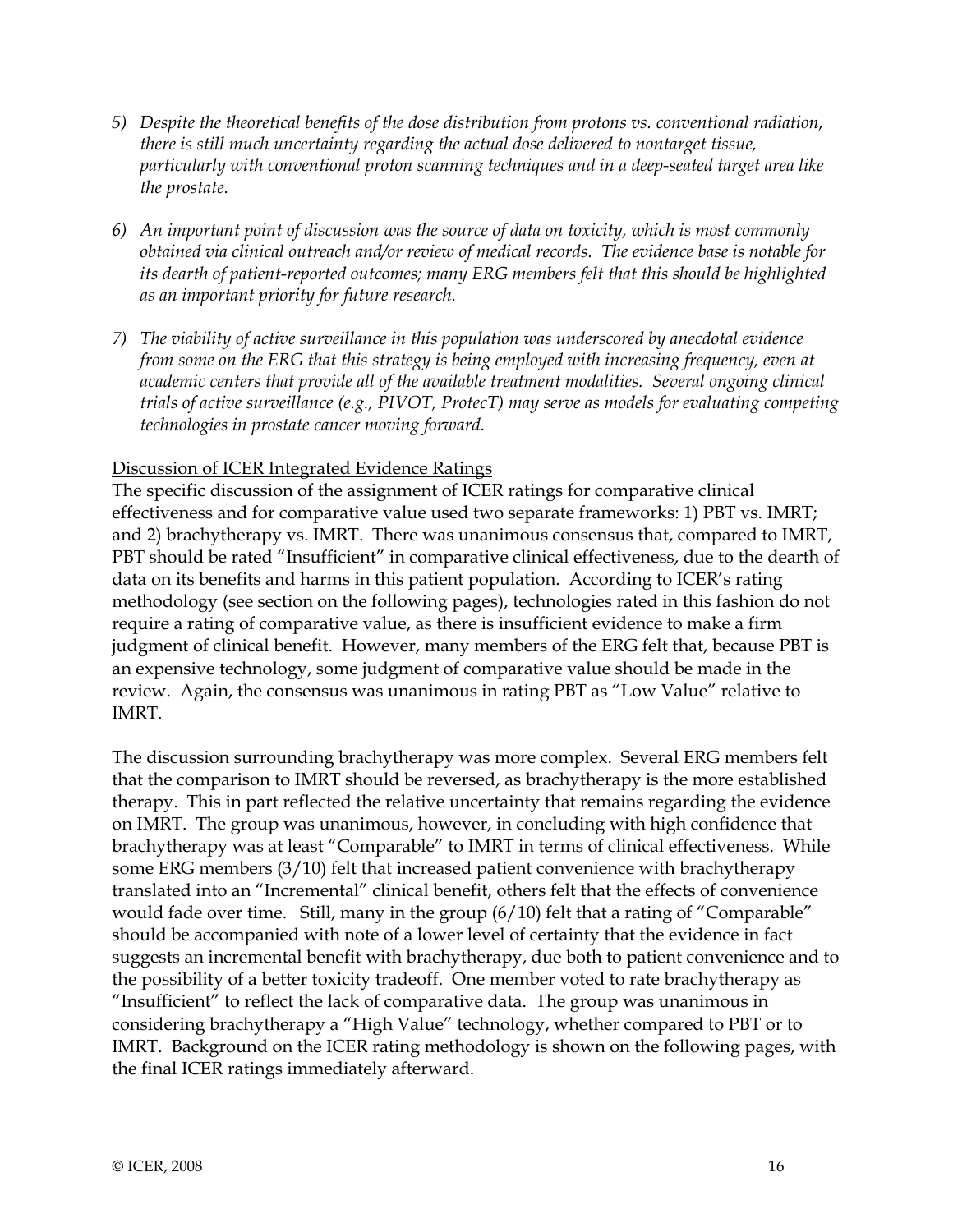5) *Despite the theoretical benefits of the dose distribution from protons vs. conventional radiation, there is still much uncertainty regarding the actual dose delivered to nontarget tissue, particularly with conventional proton scanning techniques and in a deep-seated target area like the prostate.*

6) *An important point of discussion was the source of data on toxicity, which is most commonly obtained via clinical outreach and/or review of medical records. The evidence base is notable for its dearth of patient-reported outcomes; many ERG members felt that this should be highlighted as an important priority for future research.*

7) *The viability of active surveillance in this population was underscored by anecdotal evidence from some on the ERG that this strategy is being employed with increasing frequency, even at academic centers that provide all of the available treatment modalities. Several ongoing clinical trials of active surveillance (e.g., PIVOT, ProtecT) may serve as models for evaluating competing technologies in prostate cancer moving forward.*

<u>Discussion of ICER Integrated Evidence Ratings</u>

The specific discussion of the assignment of ICER ratings for comparative clinical effectiveness and for comparative value used two separate frameworks: 1) PBT vs. IMRT; and 2) brachytherapy vs. IMRT. There was unanimous consensus that, compared to IMRT, PBT should be rated "Insufficient" in comparative clinical effectiveness, due to the dearth of data on its benefits and harms in this patient population. According to ICER's rating methodology (see section on the following pages), technologies rated in this fashion do not require a rating of comparative value, as there is insufficient evidence to make a firm judgment of clinical benefit. However, many members of the ERG felt that, because PBT is an expensive technology, some judgment of comparative value should be made in the review. Again, the consensus was unanimous in rating PBT as "Low Value" relative to IMRT.

The discussion surrounding brachytherapy was more complex. Several ERG members felt that the comparison to IMRT should be reversed, as brachytherapy is the more established therapy. This in part reflected the relative uncertainty that remains regarding the evidence on IMRT. The group was unanimous, however, in concluding with high confidence that brachytherapy was at least "Comparable" to IMRT in terms of clinical effectiveness. While some ERG members (3/10) felt that increased patient convenience with brachytherapy translated into an "Incremental" clinical benefit, others felt that the effects of convenience would fade over time. Still, many in the group (6/10) felt that a rating of "Comparable" should be accompanied with note of a lower level of certainty that the evidence in fact suggests an incremental benefit with brachytherapy, due both to patient convenience and to the possibility of a better toxicity tradeoff. One member voted to rate brachytherapy as "Insufficient" to reflect the lack of comparative data. The group was unanimous in considering brachytherapy a "High Value" technology, whether compared to PBT or to IMRT. Background on the ICER rating methodology is shown on the following pages, with the final ICER ratings immediately afterward.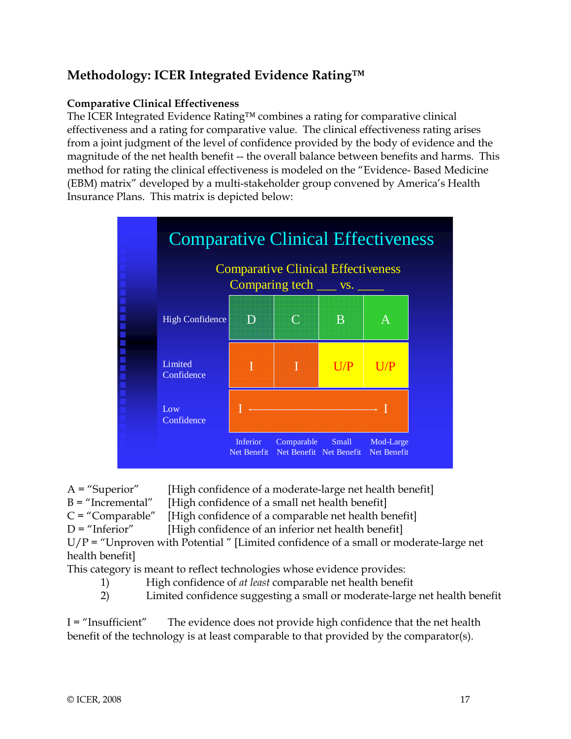## Methodology: ICER Integrated Evidence Rating™

### Comparative Clinical Effectiveness

The ICER Integrated Evidence Rating™ combines a rating for comparative clinical effectiveness and a rating for comparative value. The clinical effectiveness rating arises from a joint judgment of the level of confidence provided by the body of evidence and the magnitude of the net health benefit -- the overall balance between benefits and harms. This method for rating the clinical effectiveness is modeled on the "Evidence- Based Medicine (EBM) matrix" developed by a multi-stakeholder group convened by America's Health Insurance Plans. This matrix is depicted below:

**Comparative Clinical Effectiveness**

Comparative Clinical Effectiveness
Comparing tech ___ vs. ____

| | Inferior Net Benefit | Comparable Net Benefit | Small Net Benefit | Mod-Large Net Benefit |
|---|---|---|---|---|
| High Confidence | D | C | B | A |
| Limited Confidence | I | I | U/P | U/P |
| Low Confidence | I ← | | | → I |

A = "Superior" [High confidence of a moderate-large net health benefit]
B = "Incremental" [High confidence of a small net health benefit]
C = "Comparable" [High confidence of a comparable net health benefit]
D = "Inferior" [High confidence of an inferior net health benefit]
U/P = "Unproven with Potential " [Limited confidence of a small or moderate-large net health benefit]
This category is meant to reflect technologies whose evidence provides:

1) High confidence of *at least* comparable net health benefit
2) Limited confidence suggesting a small or moderate-large net health benefit

I = "Insufficient" The evidence does not provide high confidence that the net health benefit of the technology is at least comparable to that provided by the comparator(s).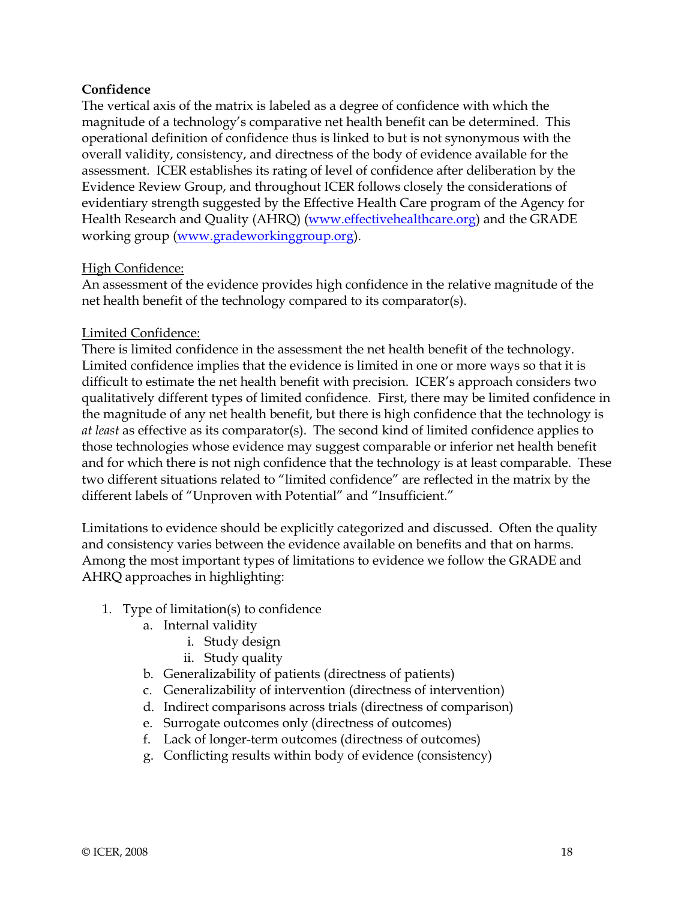**Confidence**

The vertical axis of the matrix is labeled as a degree of confidence with which the magnitude of a technology's comparative net health benefit can be determined. This operational definition of confidence thus is linked to but is not synonymous with the overall validity, consistency, and directness of the body of evidence available for the assessment. ICER establishes its rating of level of confidence after deliberation by the Evidence Review Group, and throughout ICER follows closely the considerations of evidentiary strength suggested by the Effective Health Care program of the Agency for Health Research and Quality (AHRQ) (www.effectivehealthcare.org) and the GRADE working group (www.gradeworkinggroup.org).

<u>High Confidence:</u>

An assessment of the evidence provides high confidence in the relative magnitude of the net health benefit of the technology compared to its comparator(s).

<u>Limited Confidence:</u>

There is limited confidence in the assessment the net health benefit of the technology. Limited confidence implies that the evidence is limited in one or more ways so that it is difficult to estimate the net health benefit with precision. ICER's approach considers two qualitatively different types of limited confidence. First, there may be limited confidence in the magnitude of any net health benefit, but there is high confidence that the technology is *at least* as effective as its comparator(s). The second kind of limited confidence applies to those technologies whose evidence may suggest comparable or inferior net health benefit and for which there is not nigh confidence that the technology is at least comparable. These two different situations related to "limited confidence" are reflected in the matrix by the different labels of "Unproven with Potential" and "Insufficient."

Limitations to evidence should be explicitly categorized and discussed. Often the quality and consistency varies between the evidence available on benefits and that on harms. Among the most important types of limitations to evidence we follow the GRADE and AHRQ approaches in highlighting:

1. Type of limitation(s) to confidence
   a. Internal validity
      i. Study design
      ii. Study quality
   b. Generalizability of patients (directness of patients)
   c. Generalizability of intervention (directness of intervention)
   d. Indirect comparisons across trials (directness of comparison)
   e. Surrogate outcomes only (directness of outcomes)
   f. Lack of longer-term outcomes (directness of outcomes)
   g. Conflicting results within body of evidence (consistency)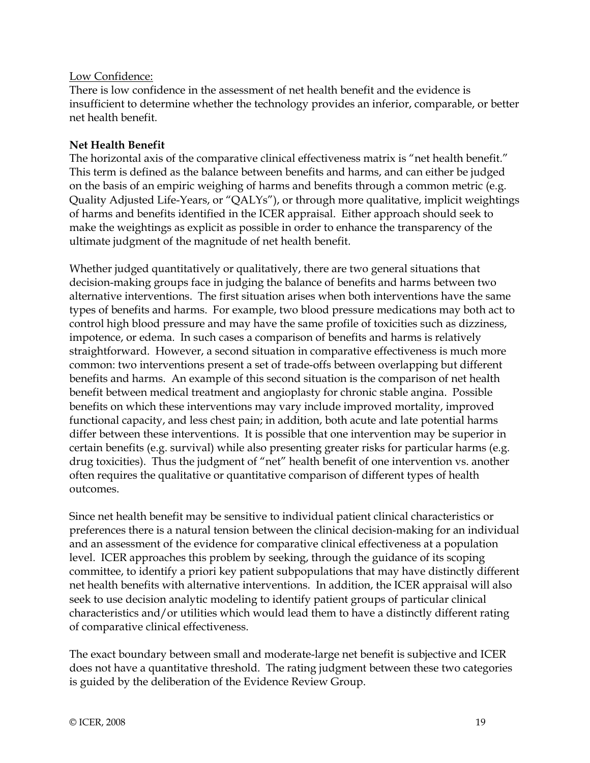Low Confidence:

There is low confidence in the assessment of net health benefit and the evidence is insufficient to determine whether the technology provides an inferior, comparable, or better net health benefit.

**Net Health Benefit**

The horizontal axis of the comparative clinical effectiveness matrix is "net health benefit." This term is defined as the balance between benefits and harms, and can either be judged on the basis of an empiric weighing of harms and benefits through a common metric (e.g. Quality Adjusted Life-Years, or "QALYs"), or through more qualitative, implicit weightings of harms and benefits identified in the ICER appraisal. Either approach should seek to make the weightings as explicit as possible in order to enhance the transparency of the ultimate judgment of the magnitude of net health benefit.

Whether judged quantitatively or qualitatively, there are two general situations that decision-making groups face in judging the balance of benefits and harms between two alternative interventions. The first situation arises when both interventions have the same types of benefits and harms. For example, two blood pressure medications may both act to control high blood pressure and may have the same profile of toxicities such as dizziness, impotence, or edema. In such cases a comparison of benefits and harms is relatively straightforward. However, a second situation in comparative effectiveness is much more common: two interventions present a set of trade-offs between overlapping but different benefits and harms. An example of this second situation is the comparison of net health benefit between medical treatment and angioplasty for chronic stable angina. Possible benefits on which these interventions may vary include improved mortality, improved functional capacity, and less chest pain; in addition, both acute and late potential harms differ between these interventions. It is possible that one intervention may be superior in certain benefits (e.g. survival) while also presenting greater risks for particular harms (e.g. drug toxicities). Thus the judgment of "net" health benefit of one intervention vs. another often requires the qualitative or quantitative comparison of different types of health outcomes.

Since net health benefit may be sensitive to individual patient clinical characteristics or preferences there is a natural tension between the clinical decision-making for an individual and an assessment of the evidence for comparative clinical effectiveness at a population level. ICER approaches this problem by seeking, through the guidance of its scoping committee, to identify a priori key patient subpopulations that may have distinctly different net health benefits with alternative interventions. In addition, the ICER appraisal will also seek to use decision analytic modeling to identify patient groups of particular clinical characteristics and/or utilities which would lead them to have a distinctly different rating of comparative clinical effectiveness.

The exact boundary between small and moderate-large net benefit is subjective and ICER does not have a quantitative threshold. The rating judgment between these two categories is guided by the deliberation of the Evidence Review Group.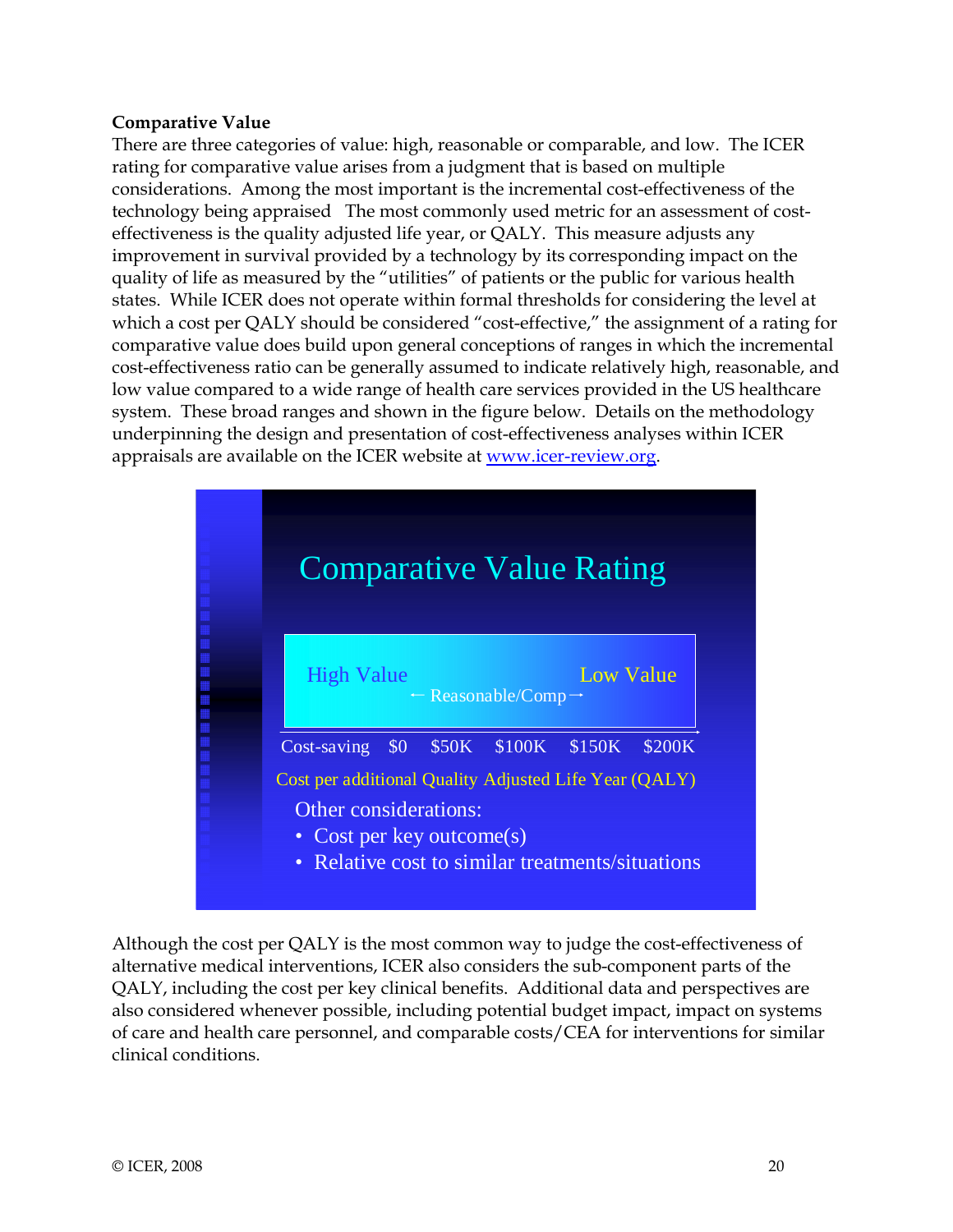**Comparative Value**

There are three categories of value: high, reasonable or comparable, and low. The ICER rating for comparative value arises from a judgment that is based on multiple considerations. Among the most important is the incremental cost-effectiveness of the technology being appraised The most commonly used metric for an assessment of cost-effectiveness is the quality adjusted life year, or QALY. This measure adjusts any improvement in survival provided by a technology by its corresponding impact on the quality of life as measured by the "utilities" of patients or the public for various health states. While ICER does not operate within formal thresholds for considering the level at which a cost per QALY should be considered "cost-effective," the assignment of a rating for comparative value does build upon general conceptions of ranges in which the incremental cost-effectiveness ratio can be generally assumed to indicate relatively high, reasonable, and low value compared to a wide range of health care services provided in the US healthcare system. These broad ranges and shown in the figure below. Details on the methodology underpinning the design and presentation of cost-effectiveness analyses within ICER appraisals are available on the ICER website at www.icer-review.org.

Comparative Value Rating

High Value ← Reasonable/Comp → Low Value

Cost-saving $0 $50K $100K $150K $200K

Cost per additional Quality Adjusted Life Year (QALY)

Other considerations:

- Cost per key outcome(s)
- Relative cost to similar treatments/situations

Although the cost per QALY is the most common way to judge the cost-effectiveness of alternative medical interventions, ICER also considers the sub-component parts of the QALY, including the cost per key clinical benefits. Additional data and perspectives are also considered whenever possible, including potential budget impact, impact on systems of care and health care personnel, and comparable costs/CEA for interventions for similar clinical conditions.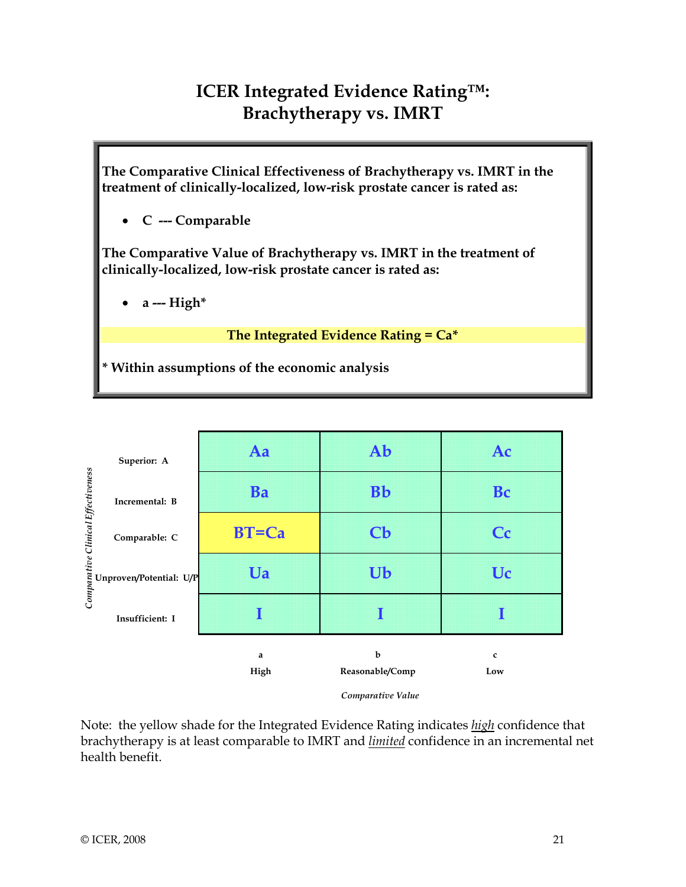# ICER Integrated Evidence Rating™: Brachytherapy vs. IMRT

**The Comparative Clinical Effectiveness of Brachytherapy vs. IMRT in the treatment of clinically-localized, low-risk prostate cancer is rated as:**

- **C --- Comparable**

**The Comparative Value of Brachytherapy vs. IMRT in the treatment of clinically-localized, low-risk prostate cancer is rated as:**

- **a --- High***

**The Integrated Evidence Rating = Ca***

**\* Within assumptions of the economic analysis**

| *Comparative Clinical Effectiveness* | a<br>High | b<br>Reasonable/Comp | c<br>Low |
|---|---|---|---|
| **Superior: A** | Aa | Ab | Ac |
| **Incremental: B** | Ba | Bb | Bc |
| **Comparable: C** | BT=Ca | Cb | Cc |
| **Unproven/Potential: U/P** | Ua | Ub | Uc |
| **Insufficient: I** | I | I | I |

*Comparative Value*

Note: the yellow shade for the Integrated Evidence Rating indicates *high* confidence that brachytherapy is at least comparable to IMRT and *limited* confidence in an incremental net health benefit.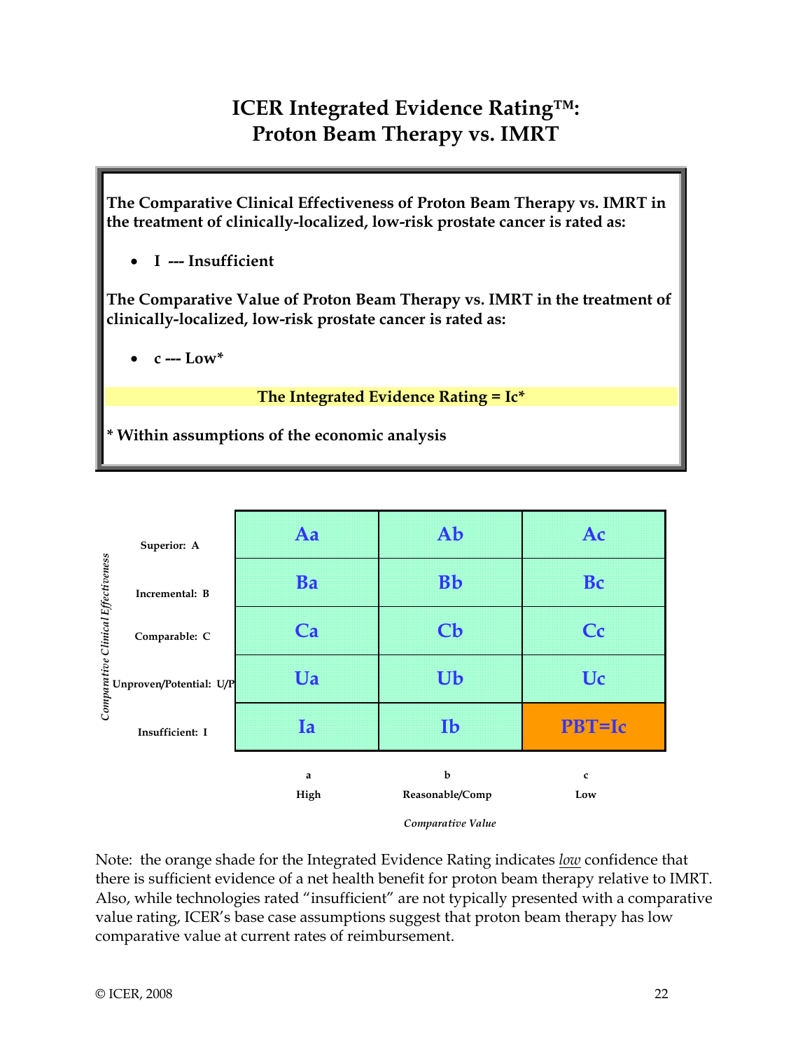# ICER Integrated Evidence Rating™: Proton Beam Therapy vs. IMRT

**The Comparative Clinical Effectiveness of Proton Beam Therapy vs. IMRT in the treatment of clinically-localized, low-risk prostate cancer is rated as:**

- **I --- Insufficient**

**The Comparative Value of Proton Beam Therapy vs. IMRT in the treatment of clinically-localized, low-risk prostate cancer is rated as:**

- **c --- Low***

**The Integrated Evidence Rating = Ic***

**\* Within assumptions of the economic analysis**

| *Comparative Clinical Effectiveness* | a<br>High | b<br>Reasonable/Comp | c<br>Low |
|---|---|---|---|
| **Superior: A** | Aa | Ab | Ac |
| **Incremental: B** | Ba | Bb | Bc |
| **Comparable: C** | Ca | Cb | Cc |
| **Unproven/Potential: U/P** | Ua | Ub | Uc |
| **Insufficient: I** | Ia | Ib | PBT=Ic |

*Comparative Value*

Note: the orange shade for the Integrated Evidence Rating indicates *low* confidence that there is sufficient evidence of a net health benefit for proton beam therapy relative to IMRT. Also, while technologies rated "insufficient" are not typically presented with a comparative value rating, ICER's base case assumptions suggest that proton beam therapy has low comparative value at current rates of reimbursement.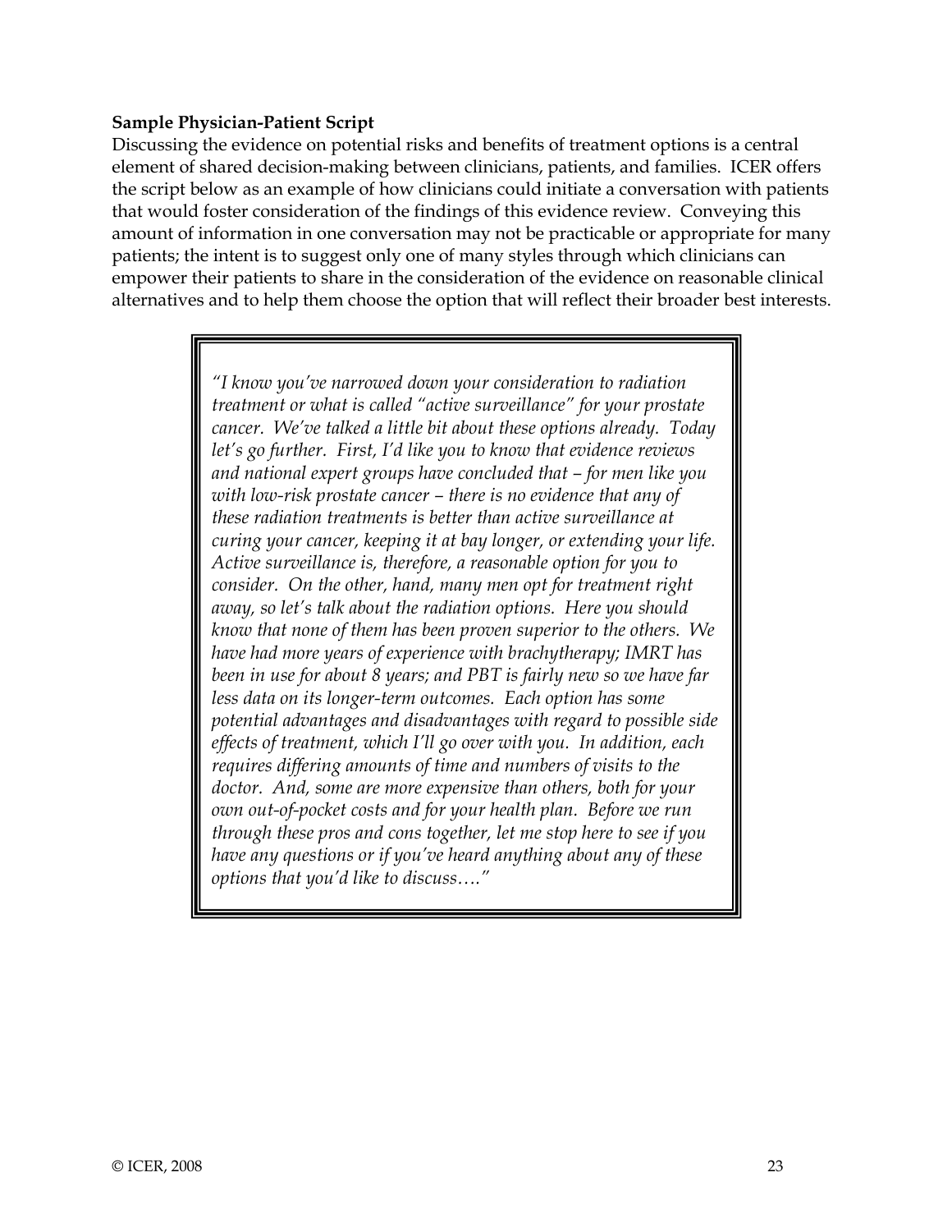**Sample Physician-Patient Script**

Discussing the evidence on potential risks and benefits of treatment options is a central element of shared decision-making between clinicians, patients, and families. ICER offers the script below as an example of how clinicians could initiate a conversation with patients that would foster consideration of the findings of this evidence review. Conveying this amount of information in one conversation may not be practicable or appropriate for many patients; the intent is to suggest only one of many styles through which clinicians can empower their patients to share in the consideration of the evidence on reasonable clinical alternatives and to help them choose the option that will reflect their broader best interests.

> *"I know you've narrowed down your consideration to radiation treatment or what is called "active surveillance" for your prostate cancer. We've talked a little bit about these options already. Today let's go further. First, I'd like you to know that evidence reviews and national expert groups have concluded that – for men like you with low-risk prostate cancer – there is no evidence that any of these radiation treatments is better than active surveillance at curing your cancer, keeping it at bay longer, or extending your life. Active surveillance is, therefore, a reasonable option for you to consider. On the other, hand, many men opt for treatment right away, so let's talk about the radiation options. Here you should know that none of them has been proven superior to the others. We have had more years of experience with brachytherapy; IMRT has been in use for about 8 years; and PBT is fairly new so we have far less data on its longer-term outcomes. Each option has some potential advantages and disadvantages with regard to possible side effects of treatment, which I'll go over with you. In addition, each requires differing amounts of time and numbers of visits to the doctor. And, some are more expensive than others, both for your own out-of-pocket costs and for your health plan. Before we run through these pros and cons together, let me stop here to see if you have any questions or if you've heard anything about any of these options that you'd like to discuss…."*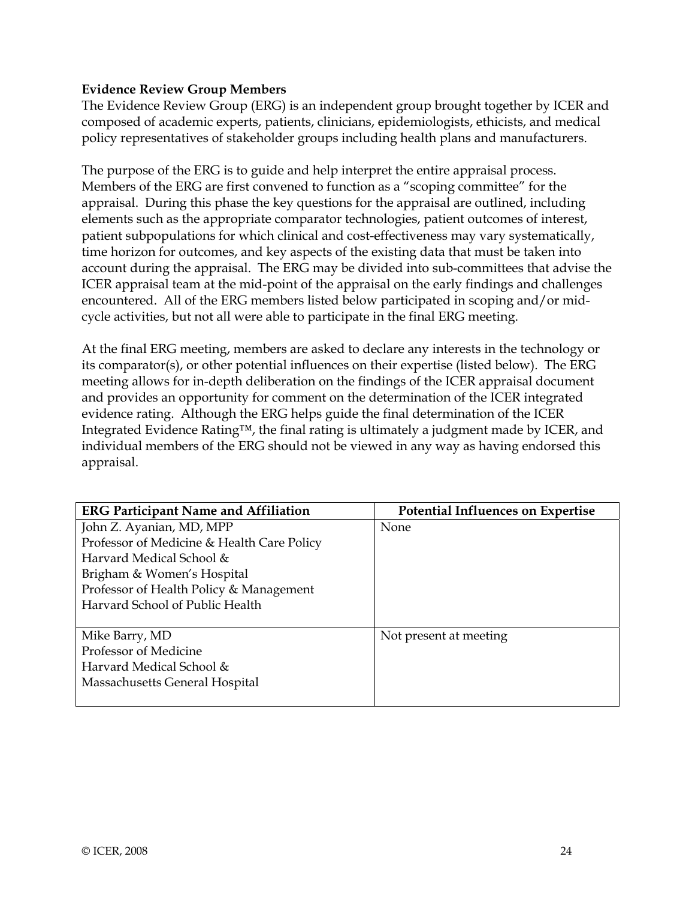**Evidence Review Group Members**

The Evidence Review Group (ERG) is an independent group brought together by ICER and composed of academic experts, patients, clinicians, epidemiologists, ethicists, and medical policy representatives of stakeholder groups including health plans and manufacturers.

The purpose of the ERG is to guide and help interpret the entire appraisal process. Members of the ERG are first convened to function as a "scoping committee" for the appraisal. During this phase the key questions for the appraisal are outlined, including elements such as the appropriate comparator technologies, patient outcomes of interest, patient subpopulations for which clinical and cost-effectiveness may vary systematically, time horizon for outcomes, and key aspects of the existing data that must be taken into account during the appraisal. The ERG may be divided into sub-committees that advise the ICER appraisal team at the mid-point of the appraisal on the early findings and challenges encountered. All of the ERG members listed below participated in scoping and/or mid-cycle activities, but not all were able to participate in the final ERG meeting.

At the final ERG meeting, members are asked to declare any interests in the technology or its comparator(s), or other potential influences on their expertise (listed below). The ERG meeting allows for in-depth deliberation on the findings of the ICER appraisal document and provides an opportunity for comment on the determination of the ICER integrated evidence rating. Although the ERG helps guide the final determination of the ICER Integrated Evidence Rating™, the final rating is ultimately a judgment made by ICER, and individual members of the ERG should not be viewed in any way as having endorsed this appraisal.

| ERG Participant Name and Affiliation | Potential Influences on Expertise |
|---|---|
| John Z. Ayanian, MD, MPP<br>Professor of Medicine & Health Care Policy<br>Harvard Medical School &<br>Brigham & Women's Hospital<br>Professor of Health Policy & Management<br>Harvard School of Public Health | None |
| Mike Barry, MD<br>Professor of Medicine<br>Harvard Medical School &<br>Massachusetts General Hospital | Not present at meeting |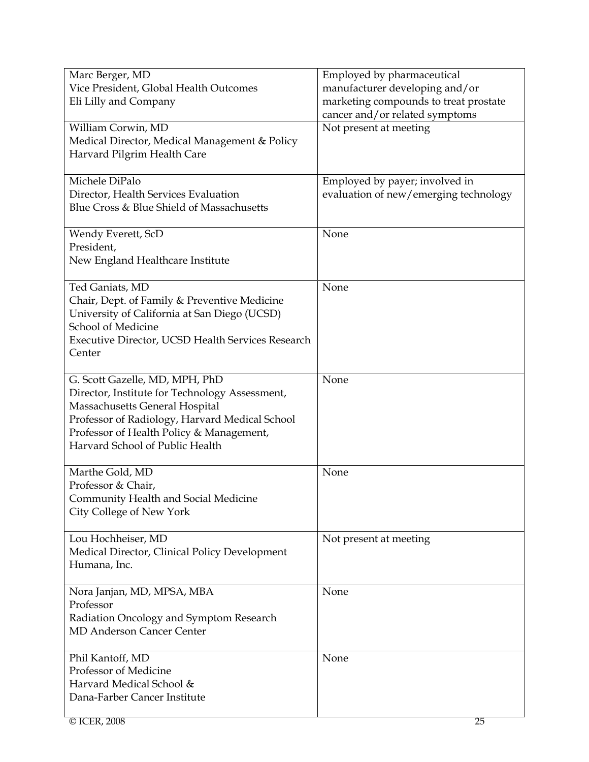| | |
|---|---|
| Marc Berger, MD<br>Vice President, Global Health Outcomes<br>Eli Lilly and Company | Employed by pharmaceutical manufacturer developing and/or marketing compounds to treat prostate cancer and/or related symptoms |
| William Corwin, MD<br>Medical Director, Medical Management & Policy<br>Harvard Pilgrim Health Care | Not present at meeting |
| Michele DiPalo<br>Director, Health Services Evaluation<br>Blue Cross & Blue Shield of Massachusetts | Employed by payer; involved in evaluation of new/emerging technology |
| Wendy Everett, ScD<br>President,<br>New England Healthcare Institute | None |
| Ted Ganiats, MD<br>Chair, Dept. of Family & Preventive Medicine<br>University of California at San Diego (UCSD) School of Medicine<br>Executive Director, UCSD Health Services Research Center | None |
| G. Scott Gazelle, MD, MPH, PhD<br>Director, Institute for Technology Assessment, Massachusetts General Hospital<br>Professor of Radiology, Harvard Medical School<br>Professor of Health Policy & Management, Harvard School of Public Health | None |
| Marthe Gold, MD<br>Professor & Chair,<br>Community Health and Social Medicine<br>City College of New York | None |
| Lou Hochheiser, MD<br>Medical Director, Clinical Policy Development<br>Humana, Inc. | Not present at meeting |
| Nora Janjan, MD, MPSA, MBA<br>Professor<br>Radiation Oncology and Symptom Research<br>MD Anderson Cancer Center | None |
| Phil Kantoff, MD<br>Professor of Medicine<br>Harvard Medical School &<br>Dana-Farber Cancer Institute | None |

© ICER, 2008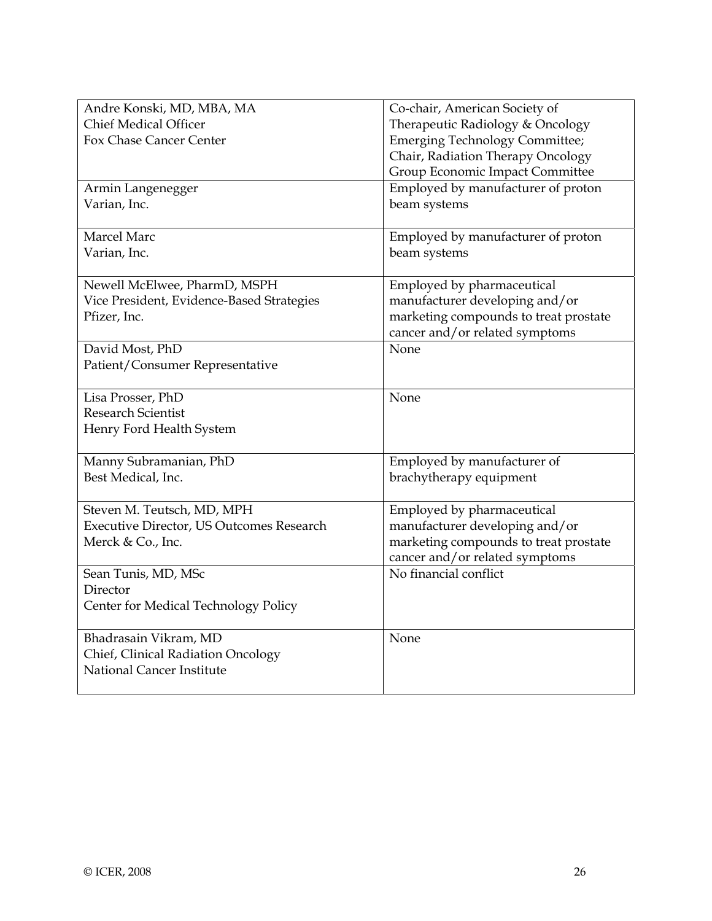| | |
|---|---|
| Andre Konski, MD, MBA, MA<br>Chief Medical Officer<br>Fox Chase Cancer Center | Co-chair, American Society of Therapeutic Radiology & Oncology Emerging Technology Committee;<br>Chair, Radiation Therapy Oncology Group Economic Impact Committee |
| Armin Langenegger<br>Varian, Inc. | Employed by manufacturer of proton beam systems |
| Marcel Marc<br>Varian, Inc. | Employed by manufacturer of proton beam systems |
| Newell McElwee, PharmD, MSPH<br>Vice President, Evidence-Based Strategies<br>Pfizer, Inc. | Employed by pharmaceutical manufacturer developing and/or marketing compounds to treat prostate cancer and/or related symptoms |
| David Most, PhD<br>Patient/Consumer Representative | None |
| Lisa Prosser, PhD<br>Research Scientist<br>Henry Ford Health System | None |
| Manny Subramanian, PhD<br>Best Medical, Inc. | Employed by manufacturer of brachytherapy equipment |
| Steven M. Teutsch, MD, MPH<br>Executive Director, US Outcomes Research<br>Merck & Co., Inc. | Employed by pharmaceutical manufacturer developing and/or marketing compounds to treat prostate cancer and/or related symptoms |
| Sean Tunis, MD, MSc<br>Director<br>Center for Medical Technology Policy | No financial conflict |
| Bhadrasain Vikram, MD<br>Chief, Clinical Radiation Oncology<br>National Cancer Institute | None |

© ICER, 2008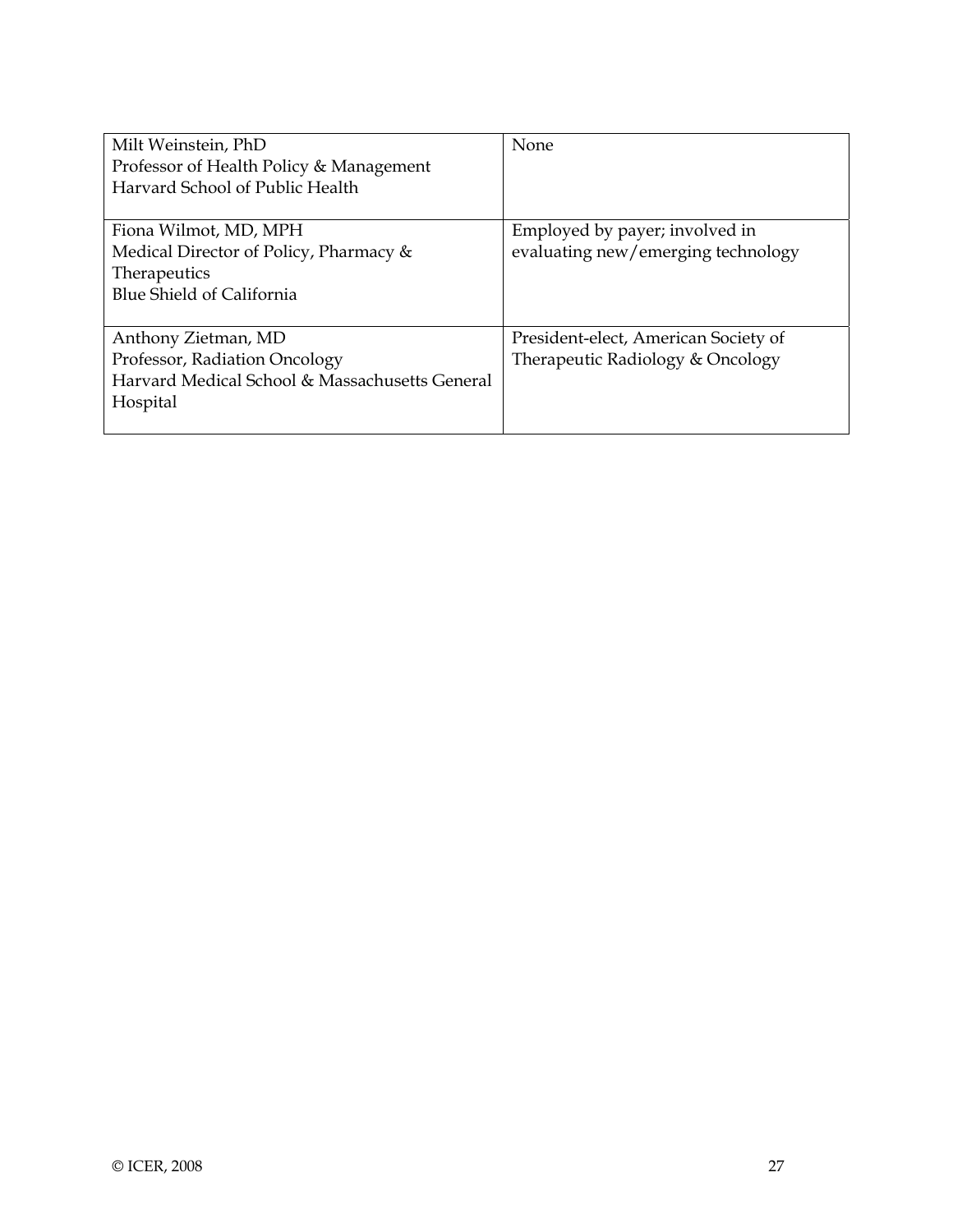| | |
|---|---|
| Milt Weinstein, PhD<br>Professor of Health Policy & Management<br>Harvard School of Public Health | None |
| Fiona Wilmot, MD, MPH<br>Medical Director of Policy, Pharmacy & Therapeutics<br>Blue Shield of California | Employed by payer; involved in evaluating new/emerging technology |
| Anthony Zietman, MD<br>Professor, Radiation Oncology<br>Harvard Medical School & Massachusetts General Hospital | President-elect, American Society of Therapeutic Radiology & Oncology |